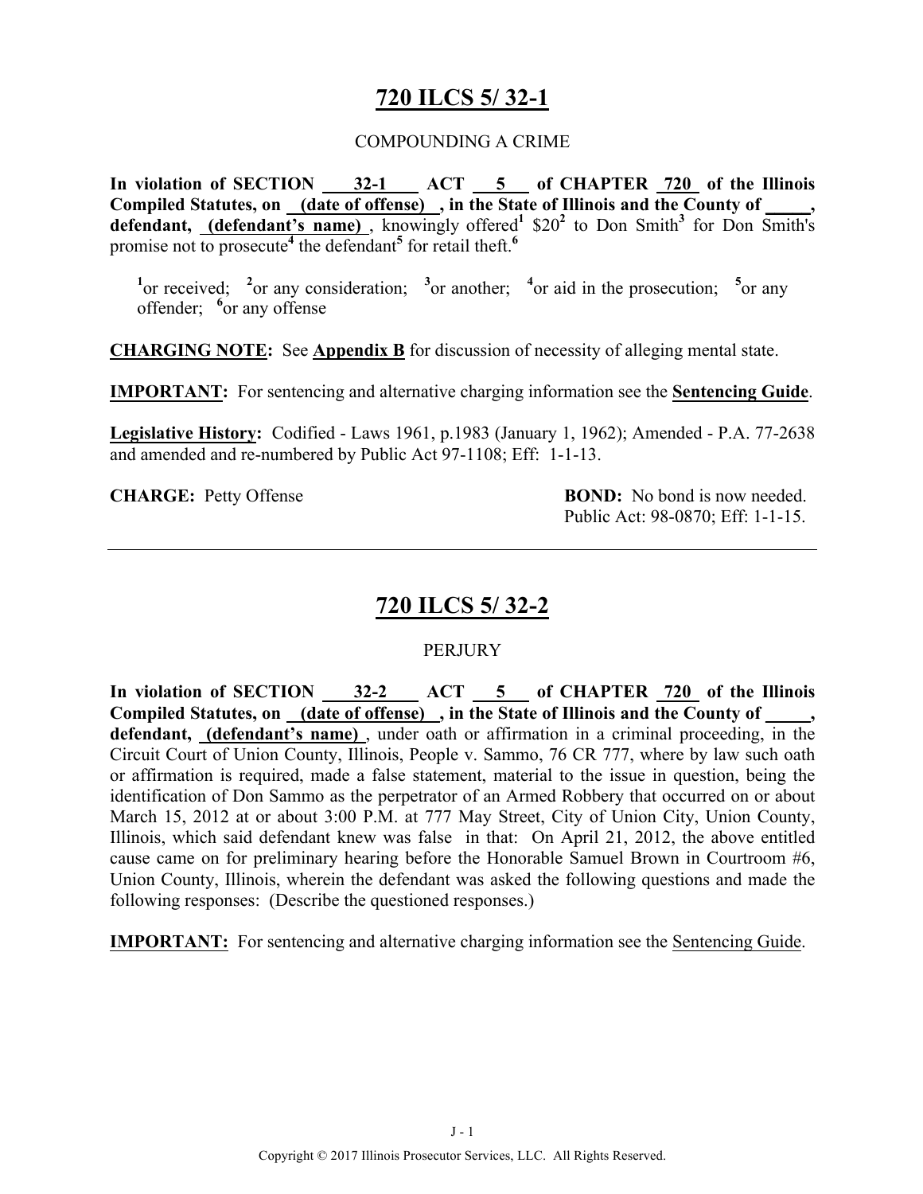# 720 ILCS 5/ 32-1

COMPOUNDING A CRIME

**In violation of SECTION 32-1 ACT 5 of CHAPTER 720 of the Illinois Compiled Statutes, on (date of offense), in the State of Illinois and the County of _____, defendant, (defendant's name)**, knowingly offered[1] $20[2] to Don Smith[3] for Don Smith's promise not to prosecute[4] the defendant[5] for retail theft.[6]

[1]or received; [2]or any consideration; [3]or another; [4]or aid in the prosecution; [5]or any offender; [6]or any offense

**CHARGING NOTE:** See **Appendix B** for discussion of necessity of alleging mental state.

**IMPORTANT:** For sentencing and alternative charging information see the **Sentencing Guide**.

**Legislative History:** Codified - Laws 1961, p.1983 (January 1, 1962); Amended - P.A. 77-2638 and amended and re-numbered by Public Act 97-1108; Eff: 1-1-13.

**CHARGE:** Petty Offense

**BOND:** No bond is now needed. Public Act: 98-0870; Eff: 1-1-15.

---

# 720 ILCS 5/ 32-2

PERJURY

**In violation of SECTION 32-2 ACT 5 of CHAPTER 720 of the Illinois Compiled Statutes, on (date of offense), in the State of Illinois and the County of _____, defendant, (defendant's name)**, under oath or affirmation in a criminal proceeding, in the Circuit Court of Union County, Illinois, People v. Sammo, 76 CR 777, where by law such oath or affirmation is required, made a false statement, material to the issue in question, being the identification of Don Sammo as the perpetrator of an Armed Robbery that occurred on or about March 15, 2012 at or about 3:00 P.M. at 777 May Street, City of Union City, Union County, Illinois, which said defendant knew was false in that: On April 21, 2012, the above entitled cause came on for preliminary hearing before the Honorable Samuel Brown in Courtroom #6, Union County, Illinois, wherein the defendant was asked the following questions and made the following responses: (Describe the questioned responses.)

**IMPORTANT:** For sentencing and alternative charging information see the Sentencing Guide.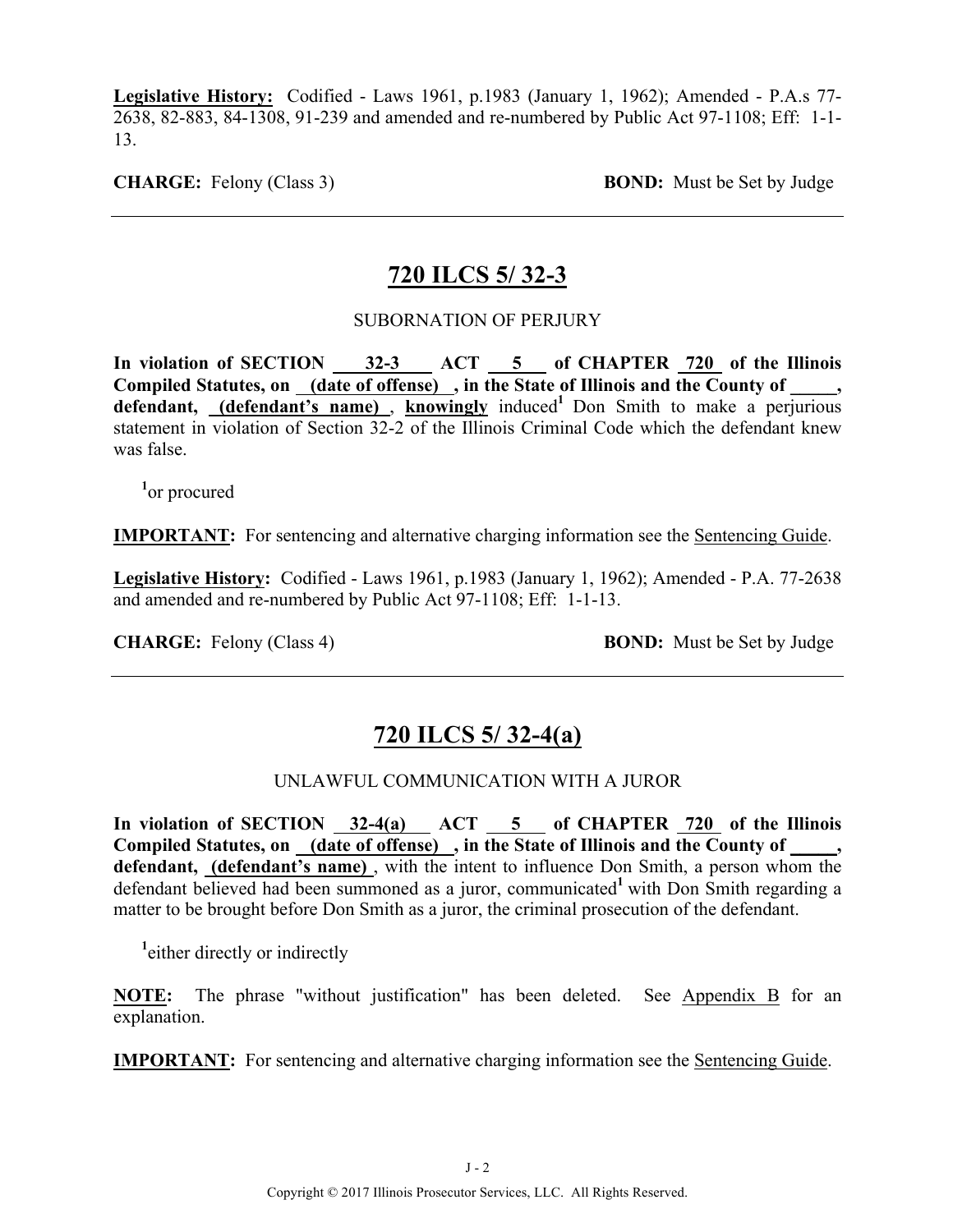**Legislative History:** Codified - Laws 1961, p.1983 (January 1, 1962); Amended - P.A.s 77-2638, 82-883, 84-1308, 91-239 and amended and re-numbered by Public Act 97-1108; Eff: 1-1-13.

**CHARGE:** Felony (Class 3) **BOND:** Must be Set by Judge

---

## 720 ILCS 5/ 32-3

SUBORNATION OF PERJURY

**In violation of SECTION 32-3 ACT 5 of CHAPTER 720 of the Illinois Compiled Statutes, on (date of offense) , in the State of Illinois and the County of \_\_\_\_\_, defendant, (defendant's name)** , **knowingly** induced[1] Don Smith to make a perjurious statement in violation of Section 32-2 of the Illinois Criminal Code which the defendant knew was false.

[1]or procured

**IMPORTANT:** For sentencing and alternative charging information see the Sentencing Guide.

**Legislative History:** Codified - Laws 1961, p.1983 (January 1, 1962); Amended - P.A. 77-2638 and amended and re-numbered by Public Act 97-1108; Eff: 1-1-13.

**CHARGE:** Felony (Class 4) **BOND:** Must be Set by Judge

---

## 720 ILCS 5/ 32-4(a)

UNLAWFUL COMMUNICATION WITH A JUROR

**In violation of SECTION 32-4(a) ACT 5 of CHAPTER 720 of the Illinois Compiled Statutes, on (date of offense) , in the State of Illinois and the County of \_\_\_\_\_, defendant, (defendant's name)** , with the intent to influence Don Smith, a person whom the defendant believed had been summoned as a juror, communicated[1] with Don Smith regarding a matter to be brought before Don Smith as a juror, the criminal prosecution of the defendant.

[1]either directly or indirectly

**NOTE:** The phrase "without justification" has been deleted. See Appendix B for an explanation.

**IMPORTANT:** For sentencing and alternative charging information see the Sentencing Guide.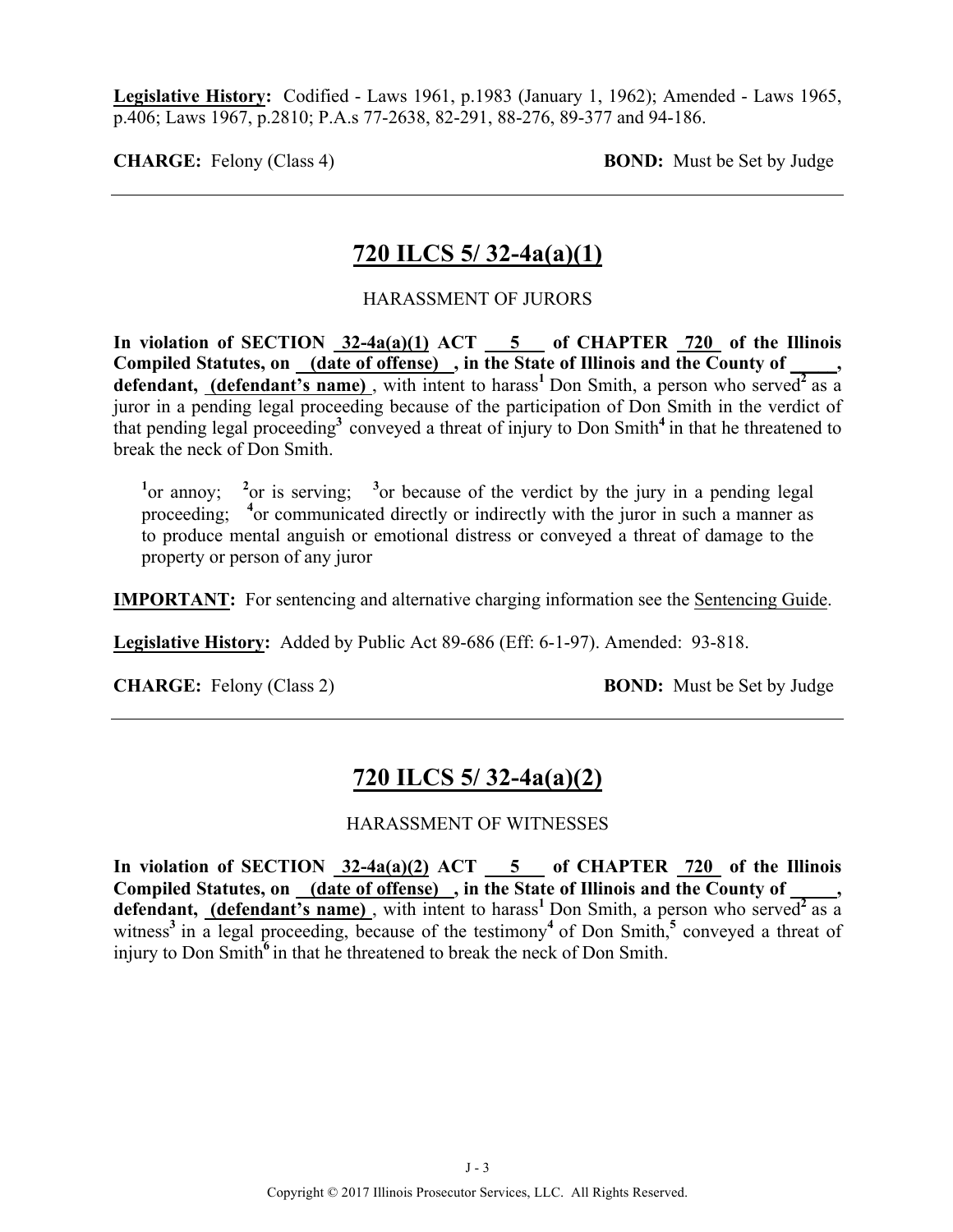**Legislative History:** Codified - Laws 1961, p.1983 (January 1, 1962); Amended - Laws 1965, p.406; Laws 1967, p.2810; P.A.s 77-2638, 82-291, 88-276, 89-377 and 94-186.

**CHARGE:** Felony (Class 4) **BOND:** Must be Set by Judge

---

## 720 ILCS 5/ 32-4a(a)(1)

HARASSMENT OF JURORS

**In violation of SECTION 32-4a(a)(1) ACT 5 of CHAPTER 720 of the Illinois Compiled Statutes, on (date of offense) , in the State of Illinois and the County of _____, defendant, (defendant's name)** , with intent to harass[1] Don Smith, a person who served[2] as a juror in a pending legal proceeding because of the participation of Don Smith in the verdict of that pending legal proceeding[3] conveyed a threat of injury to Don Smith[4] in that he threatened to break the neck of Don Smith.

[1]or annoy; [2]or is serving; [3]or because of the verdict by the jury in a pending legal proceeding; [4]or communicated directly or indirectly with the juror in such a manner as to produce mental anguish or emotional distress or conveyed a threat of damage to the property or person of any juror

**IMPORTANT:** For sentencing and alternative charging information see the Sentencing Guide.

**Legislative History:** Added by Public Act 89-686 (Eff: 6-1-97). Amended: 93-818.

**CHARGE:** Felony (Class 2) **BOND:** Must be Set by Judge

---

## 720 ILCS 5/ 32-4a(a)(2)

HARASSMENT OF WITNESSES

**In violation of SECTION 32-4a(a)(2) ACT 5 of CHAPTER 720 of the Illinois Compiled Statutes, on (date of offense) , in the State of Illinois and the County of _____, defendant, (defendant's name)** , with intent to harass[1] Don Smith, a person who served[2] as a witness[3] in a legal proceeding, because of the testimony[4] of Don Smith,[5] conveyed a threat of injury to Don Smith[6] in that he threatened to break the neck of Don Smith.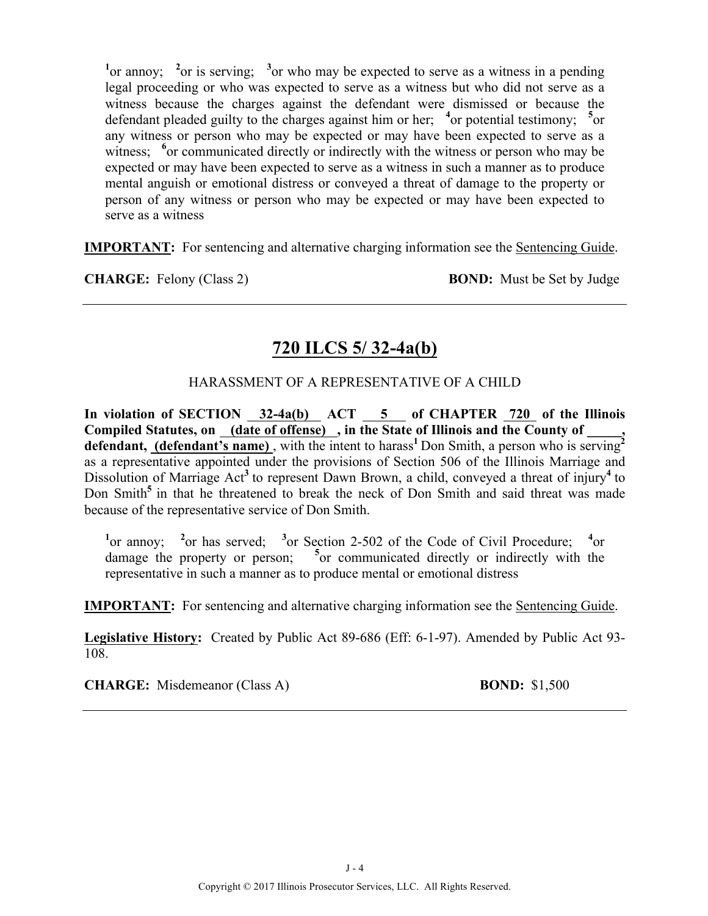[1]or annoy; [2]or is serving; [3]or who may be expected to serve as a witness in a pending legal proceeding or who was expected to serve as a witness but who did not serve as a witness because the charges against the defendant were dismissed or because the defendant pleaded guilty to the charges against him or her; [4]or potential testimony; [5]or any witness or person who may be expected or may have been expected to serve as a witness; [6]or communicated directly or indirectly with the witness or person who may be expected or may have been expected to serve as a witness in such a manner as to produce mental anguish or emotional distress or conveyed a threat of damage to the property or person of any witness or person who may be expected or may have been expected to serve as a witness

**IMPORTANT:** For sentencing and alternative charging information see the Sentencing Guide.

**CHARGE:** Felony (Class 2) **BOND:** Must be Set by Judge

---

## 720 ILCS 5/ 32-4a(b)

HARASSMENT OF A REPRESENTATIVE OF A CHILD

**In violation of SECTION 32-4a(b) ACT 5 of CHAPTER 720 of the Illinois Compiled Statutes, on (date of offense) , in the State of Illinois and the County of \_\_\_\_\_, defendant, (defendant's name)**, with the intent to harass[1] Don Smith, a person who is serving[2] as a representative appointed under the provisions of Section 506 of the Illinois Marriage and Dissolution of Marriage Act[3] to represent Dawn Brown, a child, conveyed a threat of injury[4] to Don Smith[5] in that he threatened to break the neck of Don Smith and said threat was made because of the representative service of Don Smith.

[1]or annoy; [2]or has served; [3]or Section 2-502 of the Code of Civil Procedure; [4]or damage the property or person; [5]or communicated directly or indirectly with the representative in such a manner as to produce mental or emotional distress

**IMPORTANT:** For sentencing and alternative charging information see the Sentencing Guide.

**Legislative History:** Created by Public Act 89-686 (Eff: 6-1-97). Amended by Public Act 93-108.

**CHARGE:** Misdemeanor (Class A) **BOND:** $1,500

---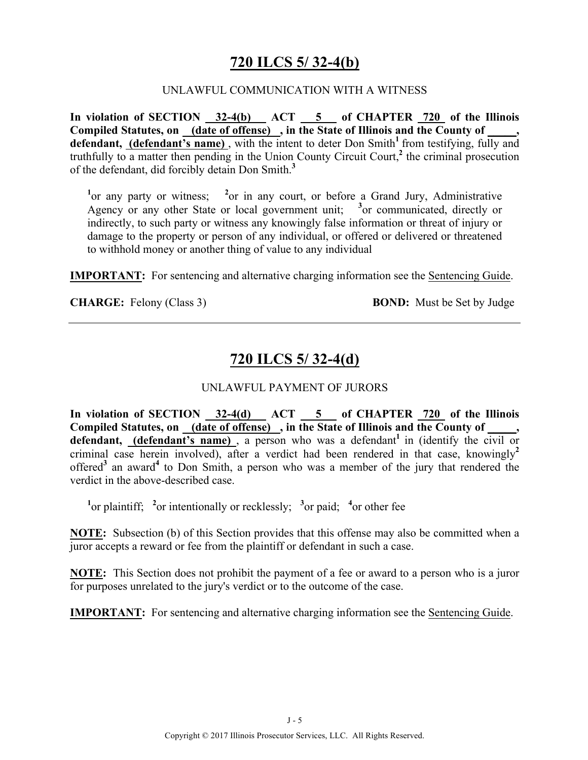## 720 ILCS 5/ 32-4(b)

UNLAWFUL COMMUNICATION WITH A WITNESS

**In violation of SECTION 32-4(b) ACT 5 of CHAPTER 720 of the Illinois Compiled Statutes, on (date of offense), in the State of Illinois and the County of \_\_\_\_\_, defendant, (defendant's name)**, with the intent to deter Don Smith[1] from testifying, fully and truthfully to a matter then pending in the Union County Circuit Court,[2] the criminal prosecution of the defendant, did forcibly detain Don Smith.[3]

[1]or any party or witness; [2]or in any court, or before a Grand Jury, Administrative Agency or any other State or local government unit; [3]or communicated, directly or indirectly, to such party or witness any knowingly false information or threat of injury or damage to the property or person of any individual, or offered or delivered or threatened to withhold money or another thing of value to any individual

**IMPORTANT:** For sentencing and alternative charging information see the Sentencing Guide.

**CHARGE:** Felony (Class 3) **BOND:** Must be Set by Judge

---

## 720 ILCS 5/ 32-4(d)

UNLAWFUL PAYMENT OF JURORS

**In violation of SECTION 32-4(d) ACT 5 of CHAPTER 720 of the Illinois Compiled Statutes, on (date of offense), in the State of Illinois and the County of \_\_\_\_\_, defendant, (defendant's name)**, a person who was a defendant[1] in (identify the civil or criminal case herein involved), after a verdict had been rendered in that case, knowingly[2] offered[3] an award[4] to Don Smith, a person who was a member of the jury that rendered the verdict in the above-described case.

[1]or plaintiff; [2]or intentionally or recklessly; [3]or paid; [4]or other fee

**NOTE:** Subsection (b) of this Section provides that this offense may also be committed when a juror accepts a reward or fee from the plaintiff or defendant in such a case.

**NOTE:** This Section does not prohibit the payment of a fee or award to a person who is a juror for purposes unrelated to the jury's verdict or to the outcome of the case.

**IMPORTANT:** For sentencing and alternative charging information see the Sentencing Guide.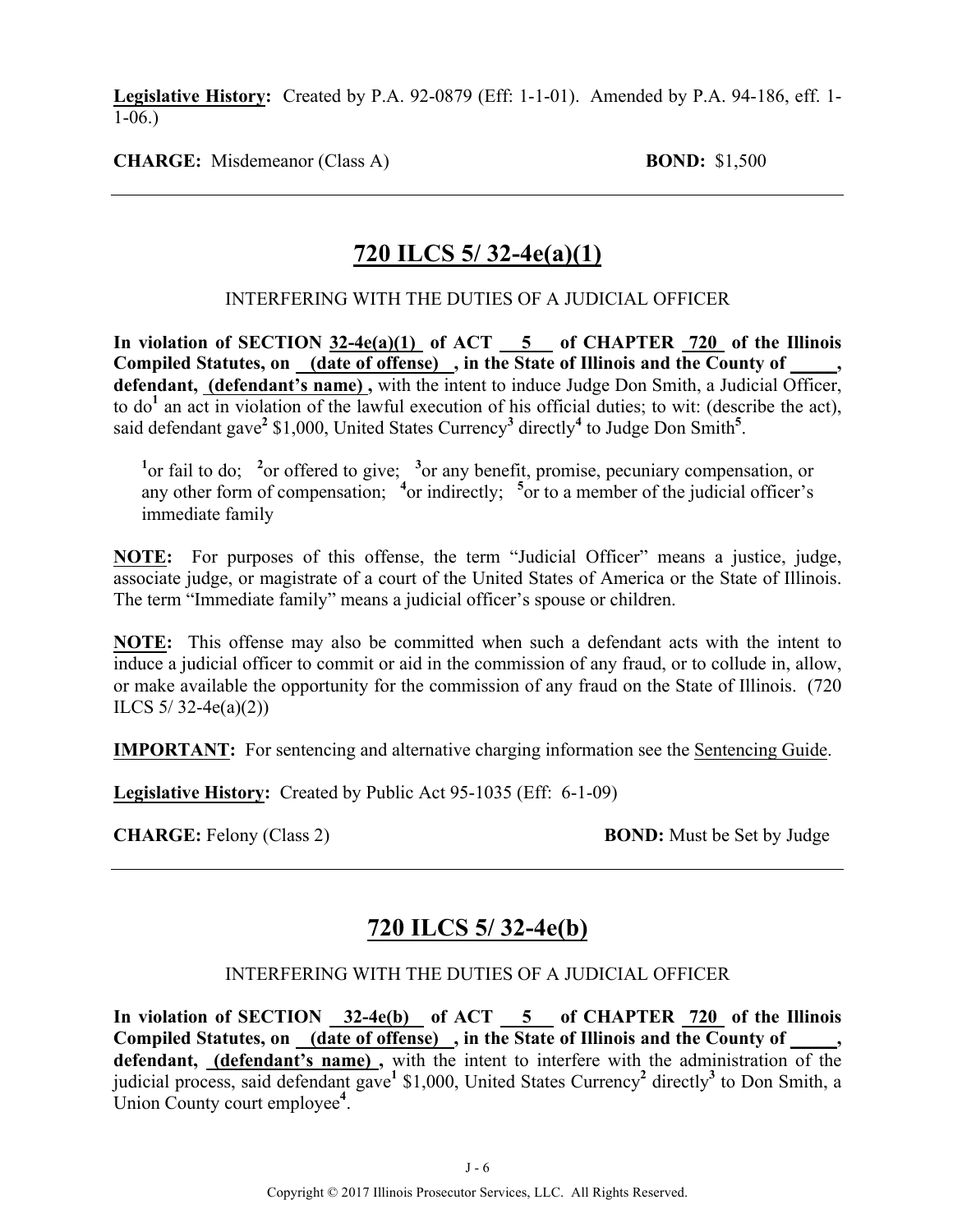**Legislative History:** Created by P.A. 92-0879 (Eff: 1-1-01). Amended by P.A. 94-186, eff. 1-1-06.)

**CHARGE:** Misdemeanor (Class A) **BOND:** $1,500

---

## 720 ILCS 5/ 32-4e(a)(1)

INTERFERING WITH THE DUTIES OF A JUDICIAL OFFICER

**In violation of SECTION 32-4e(a)(1) of ACT 5 of CHAPTER 720 of the Illinois Compiled Statutes, on (date of offense) , in the State of Illinois and the County of \_\_\_\_\_, defendant, (defendant's name) ,** with the intent to induce Judge Don Smith, a Judicial Officer, to do[1] an act in violation of the lawful execution of his official duties; to wit: (describe the act), said defendant gave[2] $1,000, United States Currency[3] directly[4] to Judge Don Smith[5].

[1]or fail to do; [2]or offered to give; [3]or any benefit, promise, pecuniary compensation, or any other form of compensation; [4]or indirectly; [5]or to a member of the judicial officer's immediate family

**NOTE:** For purposes of this offense, the term "Judicial Officer" means a justice, judge, associate judge, or magistrate of a court of the United States of America or the State of Illinois. The term "Immediate family" means a judicial officer's spouse or children.

**NOTE:** This offense may also be committed when such a defendant acts with the intent to induce a judicial officer to commit or aid in the commission of any fraud, or to collude in, allow, or make available the opportunity for the commission of any fraud on the State of Illinois. (720 ILCS 5/ 32-4e(a)(2))

**IMPORTANT:** For sentencing and alternative charging information see the Sentencing Guide.

**Legislative History:** Created by Public Act 95-1035 (Eff: 6-1-09)

**CHARGE:** Felony (Class 2) **BOND:** Must be Set by Judge

---

## 720 ILCS 5/ 32-4e(b)

INTERFERING WITH THE DUTIES OF A JUDICIAL OFFICER

**In violation of SECTION 32-4e(b) of ACT 5 of CHAPTER 720 of the Illinois Compiled Statutes, on (date of offense) , in the State of Illinois and the County of \_\_\_\_\_, defendant, (defendant's name) ,** with the intent to interfere with the administration of the judicial process, said defendant gave[1] $1,000, United States Currency[2] directly[3] to Don Smith, a Union County court employee[4].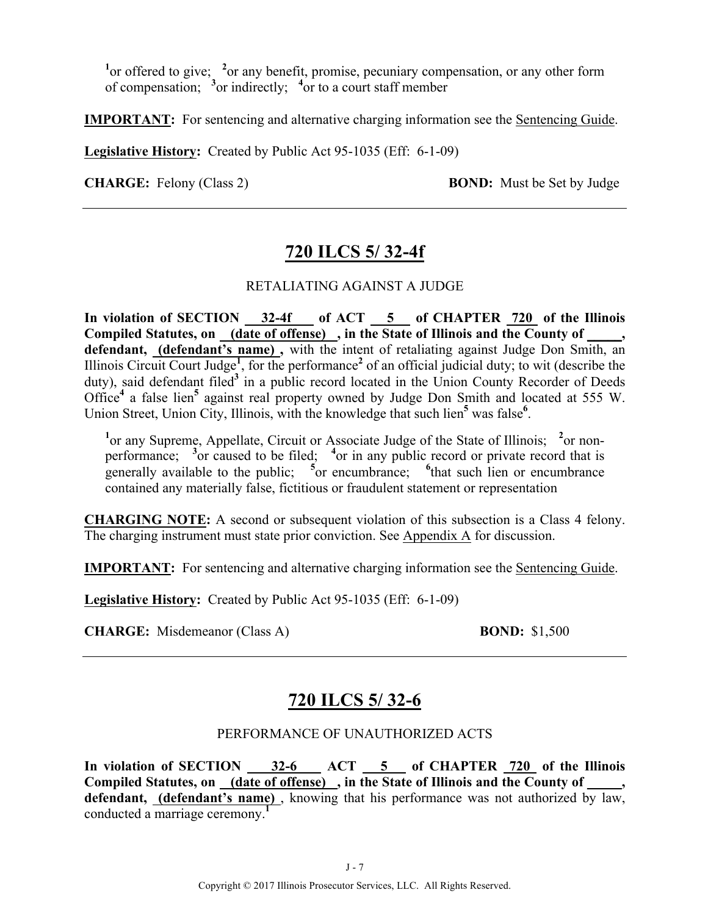[1]or offered to give; [2]or any benefit, promise, pecuniary compensation, or any other form of compensation; [3]or indirectly; [4]or to a court staff member

**IMPORTANT:** For sentencing and alternative charging information see the Sentencing Guide.

**Legislative History:** Created by Public Act 95-1035 (Eff: 6-1-09)

**CHARGE:** Felony (Class 2) **BOND:** Must be Set by Judge

---

## 720 ILCS 5/ 32-4f

RETALIATING AGAINST A JUDGE

**In violation of SECTION 32-4f of ACT 5 of CHAPTER 720 of the Illinois Compiled Statutes, on (date of offense) , in the State of Illinois and the County of _____, defendant, (defendant's name) ,** with the intent of retaliating against Judge Don Smith, an Illinois Circuit Court Judge[1], for the performance[2] of an official judicial duty; to wit (describe the duty), said defendant filed[3] in a public record located in the Union County Recorder of Deeds Office[4] a false lien[5] against real property owned by Judge Don Smith and located at 555 W. Union Street, Union City, Illinois, with the knowledge that such lien[5] was false[6].

[1]or any Supreme, Appellate, Circuit or Associate Judge of the State of Illinois; [2]or non-performance; [3]or caused to be filed; [4]or in any public record or private record that is generally available to the public; [5]or encumbrance; [6]that such lien or encumbrance contained any materially false, fictitious or fraudulent statement or representation

**CHARGING NOTE:** A second or subsequent violation of this subsection is a Class 4 felony. The charging instrument must state prior conviction. See Appendix A for discussion.

**IMPORTANT:** For sentencing and alternative charging information see the Sentencing Guide.

**Legislative History:** Created by Public Act 95-1035 (Eff: 6-1-09)

**CHARGE:** Misdemeanor (Class A) **BOND:** $1,500

---

## 720 ILCS 5/ 32-6

PERFORMANCE OF UNAUTHORIZED ACTS

**In violation of SECTION 32-6 ACT 5 of CHAPTER 720 of the Illinois Compiled Statutes, on (date of offense) , in the State of Illinois and the County of _____, defendant, (defendant's name)** , knowing that his performance was not authorized by law, conducted a marriage ceremony.[1]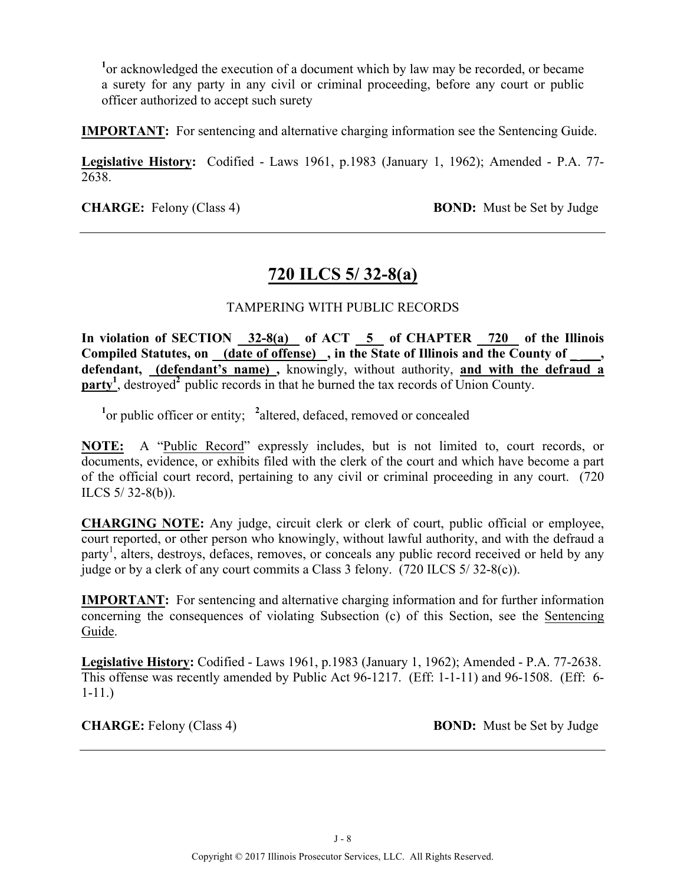[1]or acknowledged the execution of a document which by law may be recorded, or became a surety for any party in any civil or criminal proceeding, before any court or public officer authorized to accept such surety

**IMPORTANT:** For sentencing and alternative charging information see the Sentencing Guide.

**Legislative History:** Codified - Laws 1961, p.1983 (January 1, 1962); Amended - P.A. 77-2638.

**CHARGE:** Felony (Class 4) **BOND:** Must be Set by Judge

---

## 720 ILCS 5/ 32-8(a)

TAMPERING WITH PUBLIC RECORDS

**In violation of SECTION 32-8(a) of ACT 5 of CHAPTER 720 of the Illinois Compiled Statutes, on (date of offense) , in the State of Illinois and the County of \_\_\_\_, defendant, (defendant's name) ,** knowingly, without authority, **and with the defraud a party**[1], destroyed[2] public records in that he burned the tax records of Union County.

[1]or public officer or entity; [2]altered, defaced, removed or concealed

**NOTE:** A "Public Record" expressly includes, but is not limited to, court records, or documents, evidence, or exhibits filed with the clerk of the court and which have become a part of the official court record, pertaining to any civil or criminal proceeding in any court. (720 ILCS 5/ 32-8(b)).

**CHARGING NOTE:** Any judge, circuit clerk or clerk of court, public official or employee, court reported, or other person who knowingly, without lawful authority, and with the defraud a party[1], alters, destroys, defaces, removes, or conceals any public record received or held by any judge or by a clerk of any court commits a Class 3 felony. (720 ILCS 5/ 32-8(c)).

**IMPORTANT:** For sentencing and alternative charging information and for further information concerning the consequences of violating Subsection (c) of this Section, see the Sentencing Guide.

**Legislative History:** Codified - Laws 1961, p.1983 (January 1, 1962); Amended - P.A. 77-2638. This offense was recently amended by Public Act 96-1217. (Eff: 1-1-11) and 96-1508. (Eff: 6-1-11.)

**CHARGE:** Felony (Class 4) **BOND:** Must be Set by Judge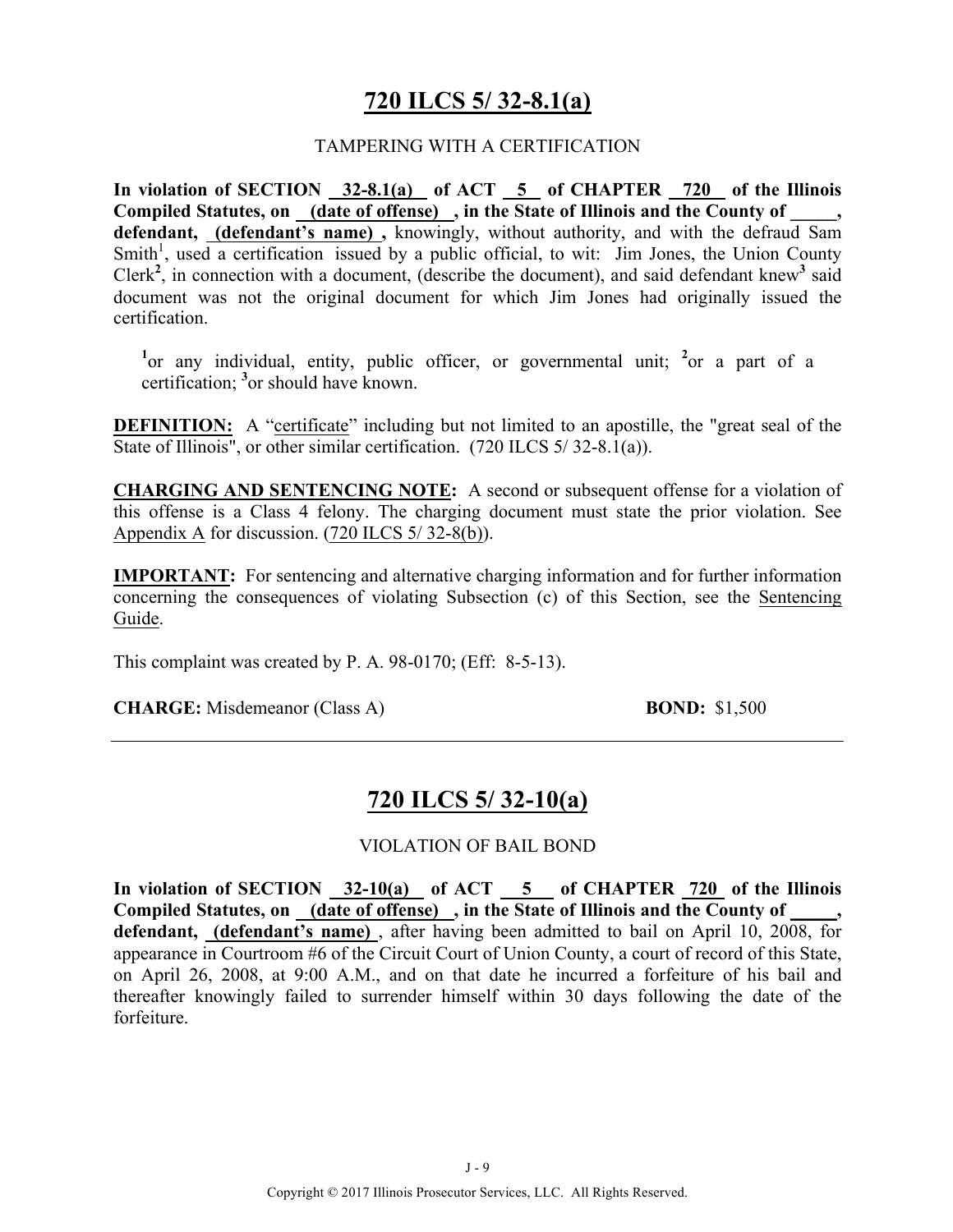## 720 ILCS 5/ 32-8.1(a)

TAMPERING WITH A CERTIFICATION

**In violation of SECTION 32-8.1(a) of ACT 5 of CHAPTER 720 of the Illinois Compiled Statutes, on (date of offense) , in the State of Illinois and the County of \_\_\_\_\_, defendant, (defendant's name) ,** knowingly, without authority, and with the defraud Sam Smith[1], used a certification issued by a public official, to wit: Jim Jones, the Union County Clerk[2], in connection with a document, (describe the document), and said defendant knew[3] said document was not the original document for which Jim Jones had originally issued the certification.

[1]or any individual, entity, public officer, or governmental unit; [2]or a part of a certification; [3]or should have known.

**DEFINITION:** A "certificate" including but not limited to an apostille, the "great seal of the State of Illinois", or other similar certification. (720 ILCS 5/ 32-8.1(a)).

**CHARGING AND SENTENCING NOTE:** A second or subsequent offense for a violation of this offense is a Class 4 felony. The charging document must state the prior violation. See Appendix A for discussion. (720 ILCS 5/ 32-8(b)).

**IMPORTANT:** For sentencing and alternative charging information and for further information concerning the consequences of violating Subsection (c) of this Section, see the Sentencing Guide.

This complaint was created by P. A. 98-0170; (Eff: 8-5-13).

**CHARGE:** Misdemeanor (Class A) **BOND:** $1,500

---

## 720 ILCS 5/ 32-10(a)

VIOLATION OF BAIL BOND

**In violation of SECTION 32-10(a) of ACT 5 of CHAPTER 720 of the Illinois Compiled Statutes, on (date of offense) , in the State of Illinois and the County of \_\_\_\_\_, defendant, (defendant's name)** , after having been admitted to bail on April 10, 2008, for appearance in Courtroom #6 of the Circuit Court of Union County, a court of record of this State, on April 26, 2008, at 9:00 A.M., and on that date he incurred a forfeiture of his bail and thereafter knowingly failed to surrender himself within 30 days following the date of the forfeiture.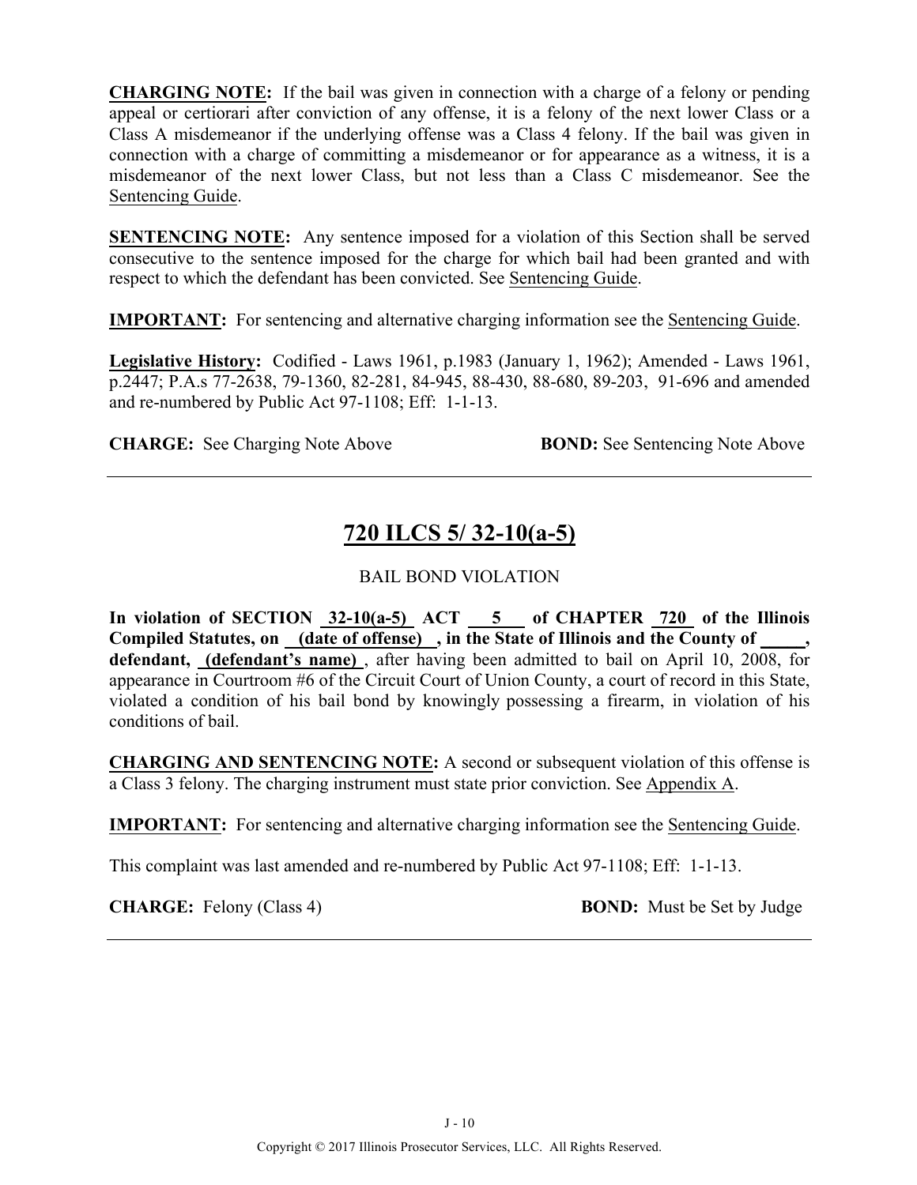**CHARGING NOTE:** If the bail was given in connection with a charge of a felony or pending appeal or certiorari after conviction of any offense, it is a felony of the next lower Class or a Class A misdemeanor if the underlying offense was a Class 4 felony. If the bail was given in connection with a charge of committing a misdemeanor or for appearance as a witness, it is a misdemeanor of the next lower Class, but not less than a Class C misdemeanor. See the Sentencing Guide.

**SENTENCING NOTE:** Any sentence imposed for a violation of this Section shall be served consecutive to the sentence imposed for the charge for which bail had been granted and with respect to which the defendant has been convicted. See Sentencing Guide.

**IMPORTANT:** For sentencing and alternative charging information see the Sentencing Guide.

**Legislative History:** Codified - Laws 1961, p.1983 (January 1, 1962); Amended - Laws 1961, p.2447; P.A.s 77-2638, 79-1360, 82-281, 84-945, 88-430, 88-680, 89-203, 91-696 and amended and re-numbered by Public Act 97-1108; Eff: 1-1-13.

**CHARGE:** See Charging Note Above **BOND:** See Sentencing Note Above

---

## 720 ILCS 5/ 32-10(a-5)

BAIL BOND VIOLATION

**In violation of SECTION 32-10(a-5) ACT 5 of CHAPTER 720 of the Illinois Compiled Statutes, on (date of offense) , in the State of Illinois and the County of _____, defendant, (defendant's name)** , after having been admitted to bail on April 10, 2008, for appearance in Courtroom #6 of the Circuit Court of Union County, a court of record in this State, violated a condition of his bail bond by knowingly possessing a firearm, in violation of his conditions of bail.

**CHARGING AND SENTENCING NOTE:** A second or subsequent violation of this offense is a Class 3 felony. The charging instrument must state prior conviction. See Appendix A.

**IMPORTANT:** For sentencing and alternative charging information see the Sentencing Guide.

This complaint was last amended and re-numbered by Public Act 97-1108; Eff: 1-1-13.

**CHARGE:** Felony (Class 4) **BOND:** Must be Set by Judge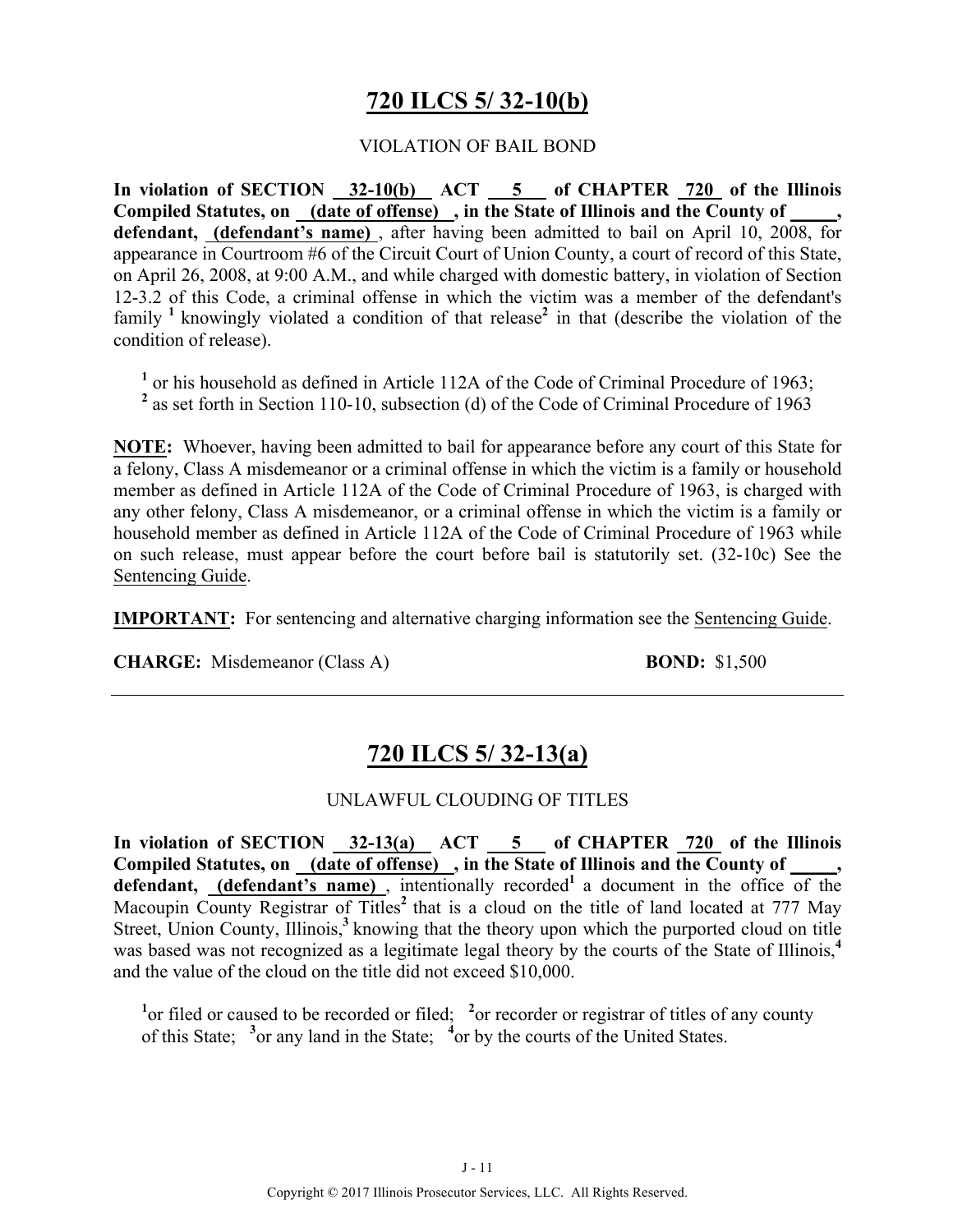## 720 ILCS 5/ 32-10(b)

VIOLATION OF BAIL BOND

**In violation of SECTION 32-10(b) ACT 5 of CHAPTER 720 of the Illinois Compiled Statutes, on (date of offense) , in the State of Illinois and the County of _____, defendant, (defendant's name)** , after having been admitted to bail on April 10, 2008, for appearance in Courtroom #6 of the Circuit Court of Union County, a court of record of this State, on April 26, 2008, at 9:00 A.M., and while charged with domestic battery, in violation of Section 12-3.2 of this Code, a criminal offense in which the victim was a member of the defendant's family [1] knowingly violated a condition of that release[2] in that (describe the violation of the condition of release).

[1] or his household as defined in Article 112A of the Code of Criminal Procedure of 1963;
[2] as set forth in Section 110-10, subsection (d) of the Code of Criminal Procedure of 1963

**NOTE:** Whoever, having been admitted to bail for appearance before any court of this State for a felony, Class A misdemeanor or a criminal offense in which the victim is a family or household member as defined in Article 112A of the Code of Criminal Procedure of 1963, is charged with any other felony, Class A misdemeanor, or a criminal offense in which the victim is a family or household member as defined in Article 112A of the Code of Criminal Procedure of 1963 while on such release, must appear before the court before bail is statutorily set. (32-10c) See the Sentencing Guide.

**IMPORTANT:** For sentencing and alternative charging information see the Sentencing Guide.

**CHARGE:** Misdemeanor (Class A) **BOND:** $1,500

## 720 ILCS 5/ 32-13(a)

UNLAWFUL CLOUDING OF TITLES

**In violation of SECTION 32-13(a) ACT 5 of CHAPTER 720 of the Illinois Compiled Statutes, on (date of offense) , in the State of Illinois and the County of _____, defendant, (defendant's name)** , intentionally recorded[1] a document in the office of the Macoupin County Registrar of Titles[2] that is a cloud on the title of land located at 777 May Street, Union County, Illinois,[3] knowing that the theory upon which the purported cloud on title was based was not recognized as a legitimate legal theory by the courts of the State of Illinois,[4] and the value of the cloud on the title did not exceed $10,000.

[1] or filed or caused to be recorded or filed; [2] or recorder or registrar of titles of any county of this State; [3] or any land in the State; [4] or by the courts of the United States.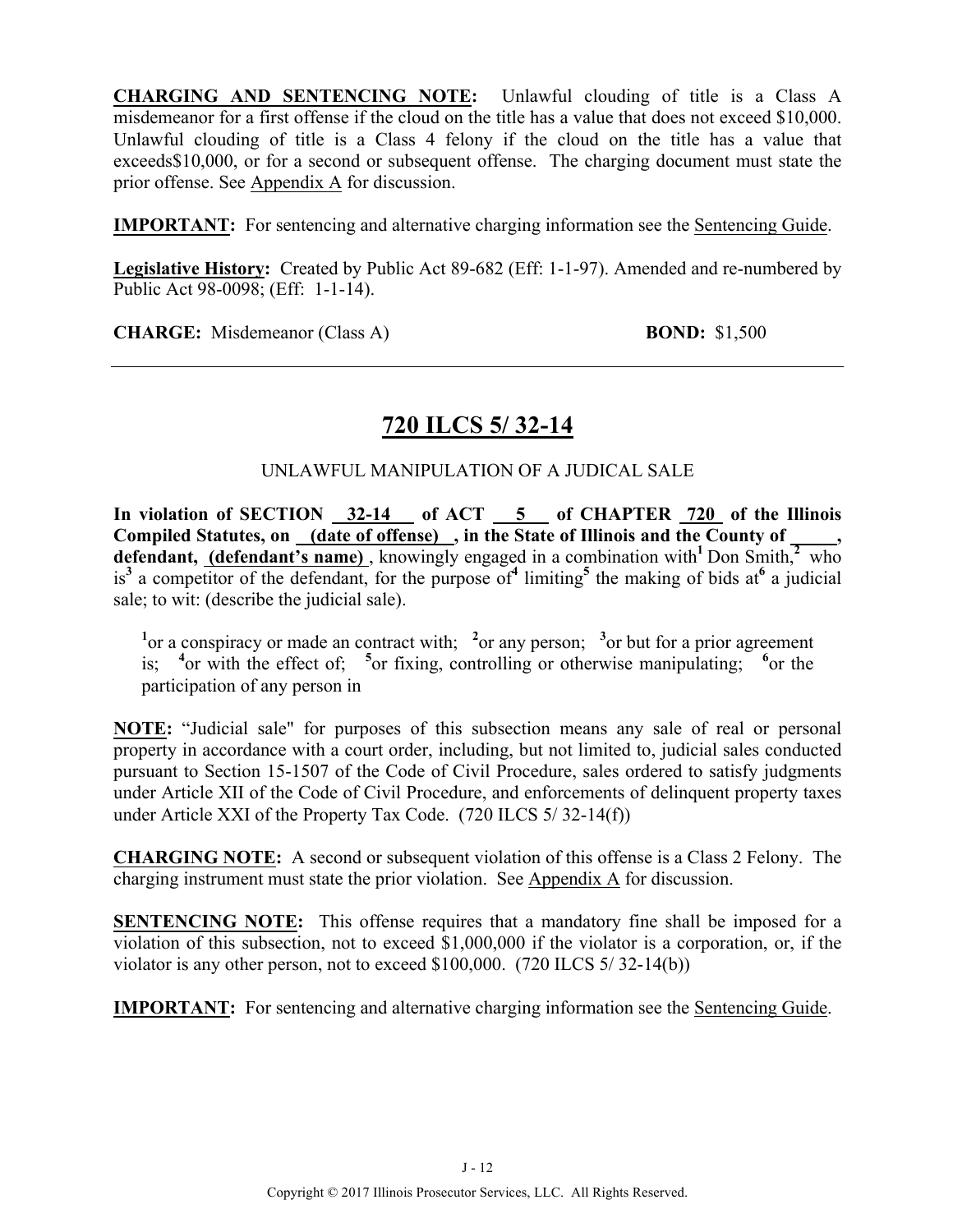**CHARGING AND SENTENCING NOTE:** Unlawful clouding of title is a Class A misdemeanor for a first offense if the cloud on the title has a value that does not exceed $10,000. Unlawful clouding of title is a Class 4 felony if the cloud on the title has a value that exceeds$10,000, or for a second or subsequent offense. The charging document must state the prior offense. See Appendix A for discussion.

**IMPORTANT:** For sentencing and alternative charging information see the Sentencing Guide.

**Legislative History:** Created by Public Act 89-682 (Eff: 1-1-97). Amended and re-numbered by Public Act 98-0098; (Eff: 1-1-14).

**CHARGE:** Misdemeanor (Class A) **BOND:** $1,500

---

## 720 ILCS 5/ 32-14

UNLAWFUL MANIPULATION OF A JUDICAL SALE

**In violation of SECTION 32-14 of ACT 5 of CHAPTER 720 of the Illinois Compiled Statutes, on (date of offense) , in the State of Illinois and the County of \_\_\_\_\_, defendant, (defendant's name)** , knowingly engaged in a combination with[1] Don Smith,[2] who is[3] a competitor of the defendant, for the purpose of[4] limiting[5] the making of bids at[6] a judicial sale; to wit: (describe the judicial sale).

[1]or a conspiracy or made an contract with; [2]or any person; [3]or but for a prior agreement is; [4]or with the effect of; [5]or fixing, controlling or otherwise manipulating; [6]or the participation of any person in

**NOTE:** "Judicial sale" for purposes of this subsection means any sale of real or personal property in accordance with a court order, including, but not limited to, judicial sales conducted pursuant to Section 15-1507 of the Code of Civil Procedure, sales ordered to satisfy judgments under Article XII of the Code of Civil Procedure, and enforcements of delinquent property taxes under Article XXI of the Property Tax Code. (720 ILCS 5/ 32-14(f))

**CHARGING NOTE:** A second or subsequent violation of this offense is a Class 2 Felony. The charging instrument must state the prior violation. See Appendix A for discussion.

**SENTENCING NOTE:** This offense requires that a mandatory fine shall be imposed for a violation of this subsection, not to exceed $1,000,000 if the violator is a corporation, or, if the violator is any other person, not to exceed $100,000. (720 ILCS 5/ 32-14(b))

**IMPORTANT:** For sentencing and alternative charging information see the Sentencing Guide.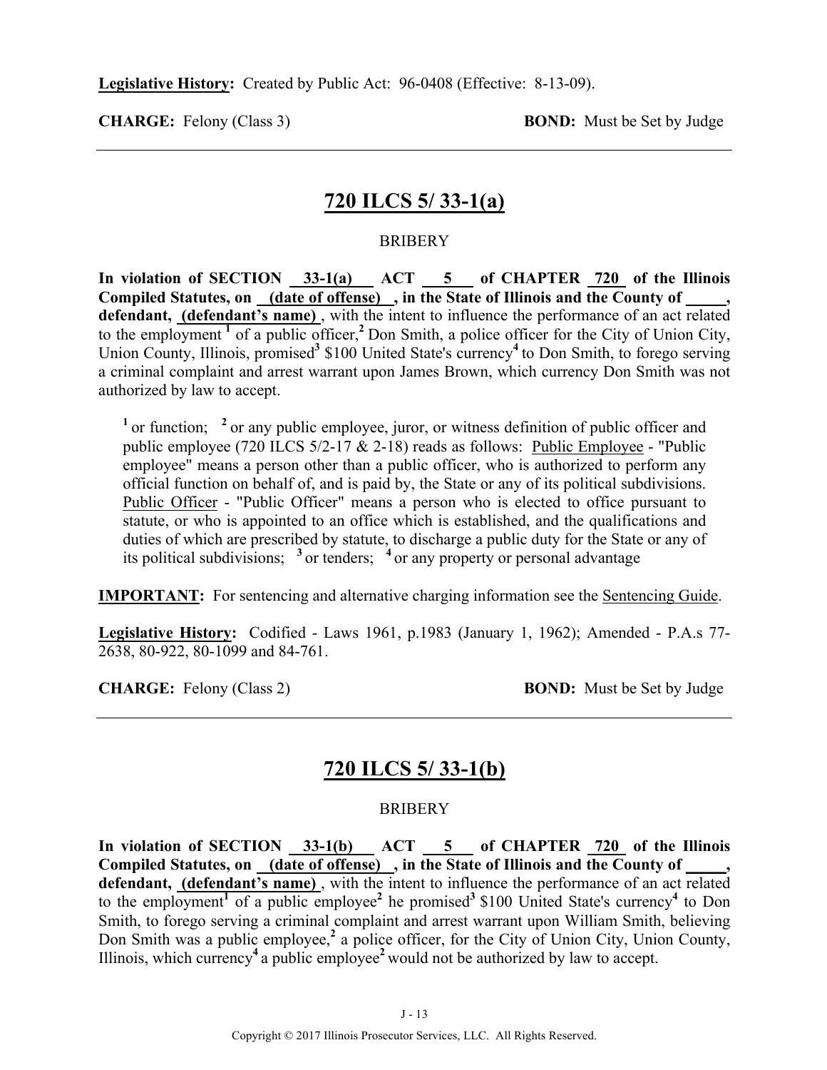**Legislative History:** Created by Public Act: 96-0408 (Effective: 8-13-09).

**CHARGE:** Felony (Class 3) **BOND:** Must be Set by Judge

---

## 720 ILCS 5/ 33-1(a)

BRIBERY

**In violation of SECTION 33-1(a) ACT 5 of CHAPTER 720 of the Illinois Compiled Statutes, on (date of offense), in the State of Illinois and the County of _____, defendant, (defendant's name)**, with the intent to influence the performance of an act related to the employment [1] of a public officer,[2] Don Smith, a police officer for the City of Union City, Union County, Illinois, promised[3] $100 United State's currency[4] to Don Smith, to forego serving a criminal complaint and arrest warrant upon James Brown, which currency Don Smith was not authorized by law to accept.

[1] or function; [2] or any public employee, juror, or witness definition of public officer and public employee (720 ILCS 5/2-17 & 2-18) reads as follows: Public Employee - "Public employee" means a person other than a public officer, who is authorized to perform any official function on behalf of, and is paid by, the State or any of its political subdivisions. Public Officer - "Public Officer" means a person who is elected to office pursuant to statute, or who is appointed to an office which is established, and the qualifications and duties of which are prescribed by statute, to discharge a public duty for the State or any of its political subdivisions; [3] or tenders; [4] or any property or personal advantage

**IMPORTANT:** For sentencing and alternative charging information see the Sentencing Guide.

**Legislative History:** Codified - Laws 1961, p.1983 (January 1, 1962); Amended - P.A.s 77-2638, 80-922, 80-1099 and 84-761.

**CHARGE:** Felony (Class 2) **BOND:** Must be Set by Judge

---

## 720 ILCS 5/ 33-1(b)

BRIBERY

**In violation of SECTION 33-1(b) ACT 5 of CHAPTER 720 of the Illinois Compiled Statutes, on (date of offense), in the State of Illinois and the County of _____, defendant, (defendant's name)**, with the intent to influence the performance of an act related to the employment[1] of a public employee[2] he promised[3] $100 United State's currency[4] to Don Smith, to forego serving a criminal complaint and arrest warrant upon William Smith, believing Don Smith was a public employee,[2] a police officer, for the City of Union City, Union County, Illinois, which currency[4] a public employee[2] would not be authorized by law to accept.

Copyright © 2017 Illinois Prosecutor Services, LLC. All Rights Reserved.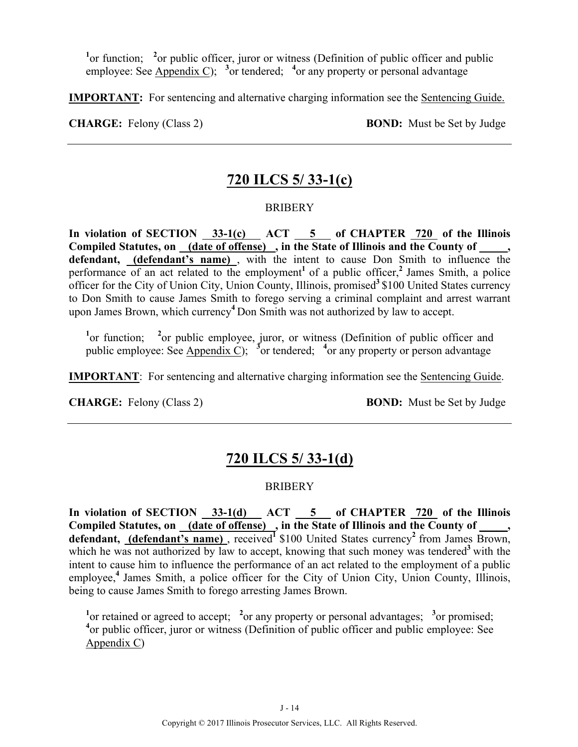[1]or function; [2]or public officer, juror or witness (Definition of public officer and public employee: See Appendix C); [3]or tendered; [4]or any property or personal advantage

**IMPORTANT:** For sentencing and alternative charging information see the Sentencing Guide.

**CHARGE:** Felony (Class 2) **BOND:** Must be Set by Judge

---

## 720 ILCS 5/ 33-1(c)

BRIBERY

**In violation of SECTION 33-1(c) ACT 5 of CHAPTER 720 of the Illinois Compiled Statutes, on (date of offense), in the State of Illinois and the County of \_\_\_\_\_, defendant, (defendant's name)**, with the intent to cause Don Smith to influence the performance of an act related to the employment[1] of a public officer,[2] James Smith, a police officer for the City of Union City, Union County, Illinois, promised[3] $100 United States currency to Don Smith to cause James Smith to forego serving a criminal complaint and arrest warrant upon James Brown, which currency[4] Don Smith was not authorized by law to accept.

[1]or function; [2]or public employee, juror, or witness (Definition of public officer and public employee: See Appendix C); [3]or tendered; [4]or any property or person advantage

**IMPORTANT**: For sentencing and alternative charging information see the Sentencing Guide.

**CHARGE:** Felony (Class 2) **BOND:** Must be Set by Judge

---

## 720 ILCS 5/ 33-1(d)

BRIBERY

**In violation of SECTION 33-1(d) ACT 5 of CHAPTER 720 of the Illinois Compiled Statutes, on (date of offense), in the State of Illinois and the County of \_\_\_\_\_, defendant, (defendant's name)**, received[1] $100 United States currency[2] from James Brown, which he was not authorized by law to accept, knowing that such money was tendered[3] with the intent to cause him to influence the performance of an act related to the employment of a public employee,[4] James Smith, a police officer for the City of Union City, Union County, Illinois, being to cause James Smith to forego arresting James Brown.

[1]or retained or agreed to accept; [2]or any property or personal advantages; [3]or promised; [4]or public officer, juror or witness (Definition of public officer and public employee: See Appendix C)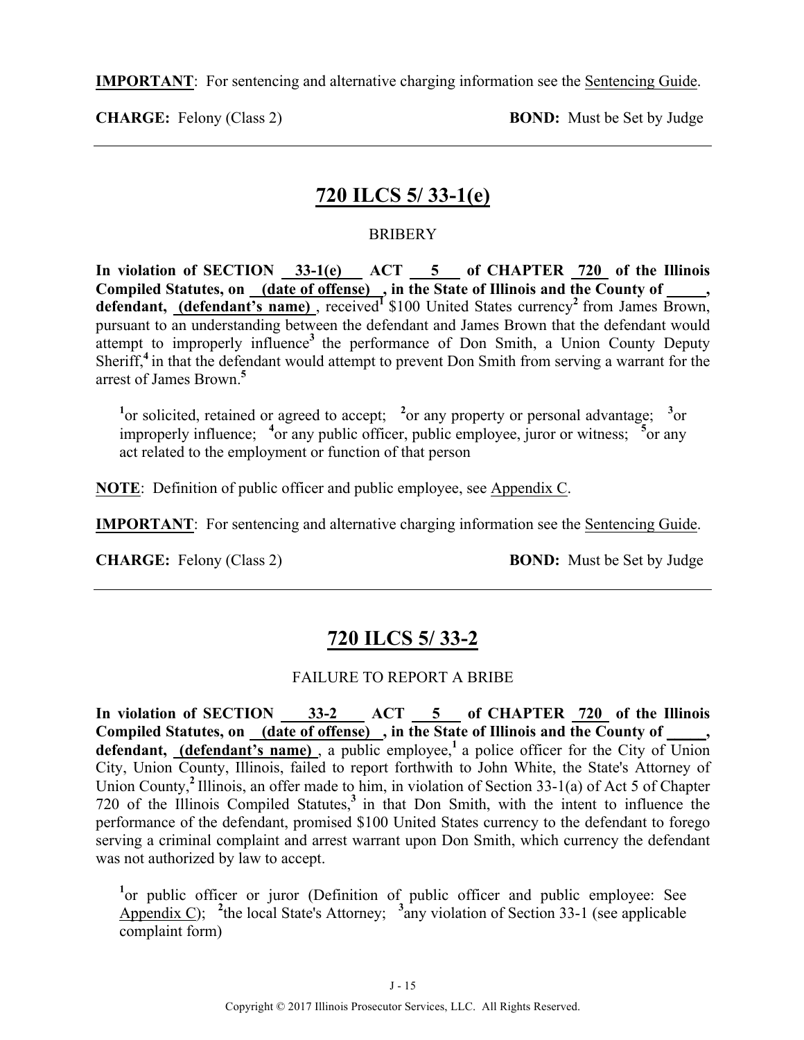**IMPORTANT**: For sentencing and alternative charging information see the Sentencing Guide.

**CHARGE:** Felony (Class 2) **BOND:** Must be Set by Judge

---

## 720 ILCS 5/ 33-1(e)

BRIBERY

**In violation of SECTION 33-1(e) ACT 5 of CHAPTER 720 of the Illinois Compiled Statutes, on (date of offense) , in the State of Illinois and the County of _____, defendant, (defendant's name)** , received[1] $100 United States currency[2] from James Brown, pursuant to an understanding between the defendant and James Brown that the defendant would attempt to improperly influence[3] the performance of Don Smith, a Union County Deputy Sheriff,[4] in that the defendant would attempt to prevent Don Smith from serving a warrant for the arrest of James Brown.[5]

[1]or solicited, retained or agreed to accept; [2]or any property or personal advantage; [3]or improperly influence; [4]or any public officer, public employee, juror or witness; [5]or any act related to the employment or function of that person

**NOTE**: Definition of public officer and public employee, see Appendix C.

**IMPORTANT**: For sentencing and alternative charging information see the Sentencing Guide.

**CHARGE:** Felony (Class 2) **BOND:** Must be Set by Judge

---

## 720 ILCS 5/ 33-2

FAILURE TO REPORT A BRIBE

**In violation of SECTION 33-2 ACT 5 of CHAPTER 720 of the Illinois Compiled Statutes, on (date of offense) , in the State of Illinois and the County of _____, defendant, (defendant's name)** , a public employee,[1] a police officer for the City of Union City, Union County, Illinois, failed to report forthwith to John White, the State's Attorney of Union County,[2] Illinois, an offer made to him, in violation of Section 33-1(a) of Act 5 of Chapter 720 of the Illinois Compiled Statutes,[3] in that Don Smith, with the intent to influence the performance of the defendant, promised $100 United States currency to the defendant to forego serving a criminal complaint and arrest warrant upon Don Smith, which currency the defendant was not authorized by law to accept.

[1]or public officer or juror (Definition of public officer and public employee: See Appendix C); [2]the local State's Attorney; [3]any violation of Section 33-1 (see applicable complaint form)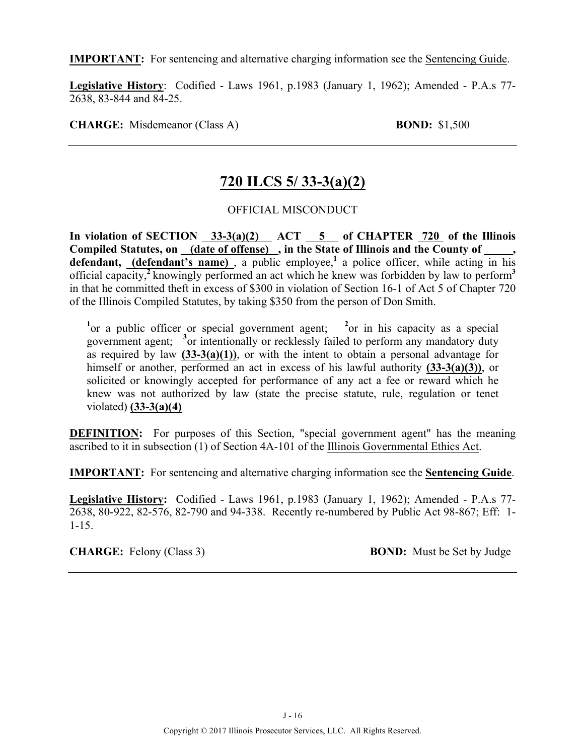**IMPORTANT:** For sentencing and alternative charging information see the Sentencing Guide.

**Legislative History**: Codified - Laws 1961, p.1983 (January 1, 1962); Amended - P.A.s 77-2638, 83-844 and 84-25.

**CHARGE:** Misdemeanor (Class A) **BOND:** $1,500

---

## 720 ILCS 5/ 33-3(a)(2)

OFFICIAL MISCONDUCT

**In violation of SECTION 33-3(a)(2) ACT 5 of CHAPTER 720 of the Illinois Compiled Statutes, on (date of offense) , in the State of Illinois and the County of \_\_\_\_\_, defendant, (defendant's name)** , a public employee,[1] a police officer, while acting in his official capacity,[2] knowingly performed an act which he knew was forbidden by law to perform[3] in that he committed theft in excess of $300 in violation of Section 16-1 of Act 5 of Chapter 720 of the Illinois Compiled Statutes, by taking $350 from the person of Don Smith.

> [1]or a public officer or special government agent; [2]or in his capacity as a special government agent; [3]or intentionally or recklessly failed to perform any mandatory duty as required by law **(33-3(a)(1))**, or with the intent to obtain a personal advantage for himself or another, performed an act in excess of his lawful authority **(33-3(a)(3))**, or solicited or knowingly accepted for performance of any act a fee or reward which he knew was not authorized by law (state the precise statute, rule, regulation or tenet violated) **(33-3(a)(4)**

**DEFINITION:** For purposes of this Section, "special government agent" has the meaning ascribed to it in subsection (1) of Section 4A-101 of the Illinois Governmental Ethics Act.

**IMPORTANT:** For sentencing and alternative charging information see the **Sentencing Guide**.

**Legislative History:** Codified - Laws 1961, p.1983 (January 1, 1962); Amended - P.A.s 77-2638, 80-922, 82-576, 82-790 and 94-338. Recently re-numbered by Public Act 98-867; Eff: 1-1-15.

**CHARGE:** Felony (Class 3) **BOND:** Must be Set by Judge

---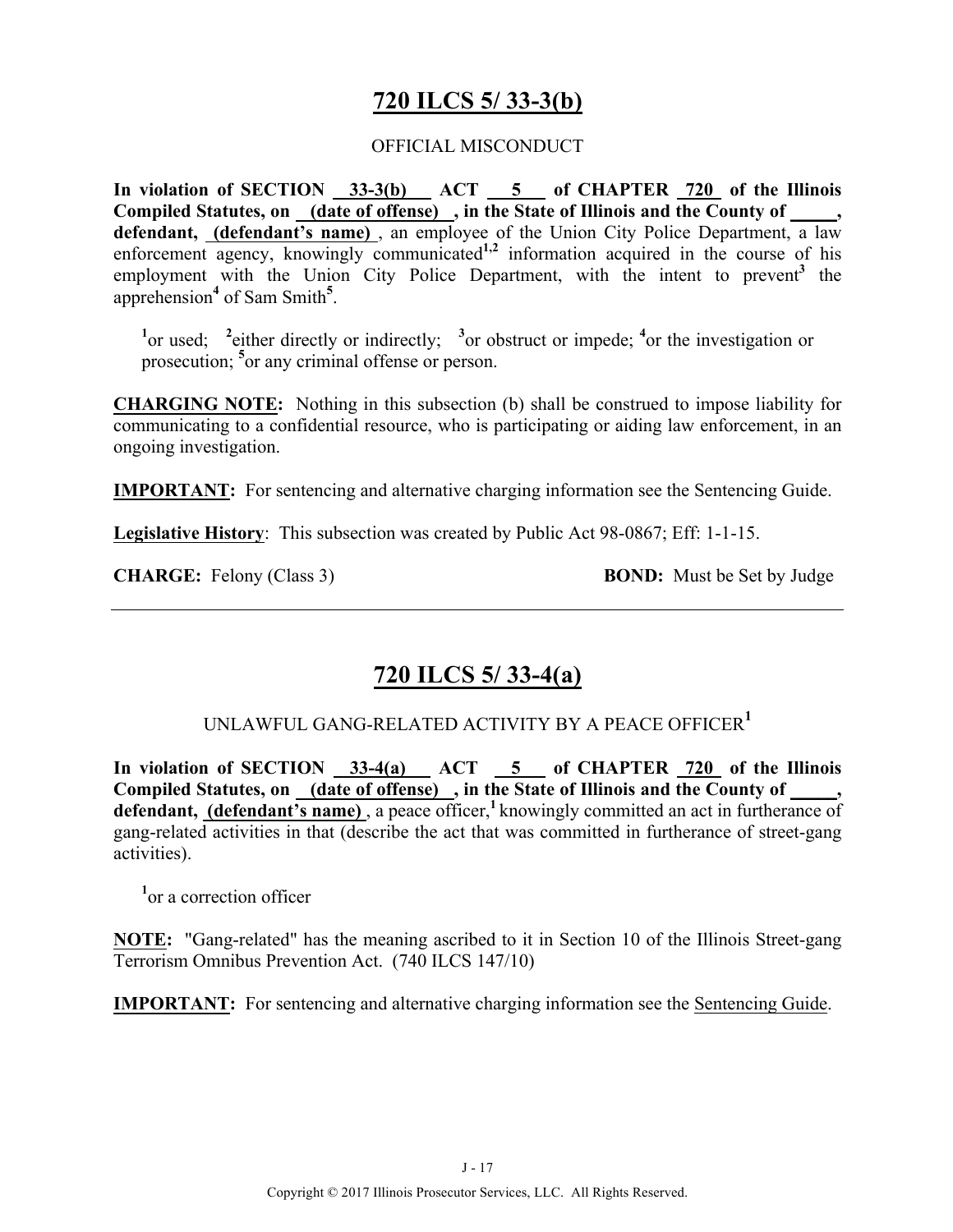## 720 ILCS 5/ 33-3(b)

OFFICIAL MISCONDUCT

**In violation of SECTION 33-3(b) ACT 5 of CHAPTER 720 of the Illinois Compiled Statutes, on (date of offense) , in the State of Illinois and the County of _____, defendant, (defendant's name)** , an employee of the Union City Police Department, a law enforcement agency, knowingly communicated[1,2] information acquired in the course of his employment with the Union City Police Department, with the intent to prevent[3] the apprehension[4] of Sam Smith[5].

[1]or used; [2]either directly or indirectly; [3]or obstruct or impede; [4]or the investigation or prosecution; [5]or any criminal offense or person.

**CHARGING NOTE:** Nothing in this subsection (b) shall be construed to impose liability for communicating to a confidential resource, who is participating or aiding law enforcement, in an ongoing investigation.

**IMPORTANT:** For sentencing and alternative charging information see the Sentencing Guide.

**Legislative History**: This subsection was created by Public Act 98-0867; Eff: 1-1-15.

**CHARGE:** Felony (Class 3) **BOND:** Must be Set by Judge

---

## 720 ILCS 5/ 33-4(a)

UNLAWFUL GANG-RELATED ACTIVITY BY A PEACE OFFICER[1]

**In violation of SECTION 33-4(a) ACT 5 of CHAPTER 720 of the Illinois Compiled Statutes, on (date of offense) , in the State of Illinois and the County of _____, defendant, (defendant's name)** , a peace officer,[1] knowingly committed an act in furtherance of gang-related activities in that (describe the act that was committed in furtherance of street-gang activities).

[1]or a correction officer

**NOTE:** "Gang-related" has the meaning ascribed to it in Section 10 of the Illinois Street-gang Terrorism Omnibus Prevention Act. (740 ILCS 147/10)

**IMPORTANT:** For sentencing and alternative charging information see the Sentencing Guide.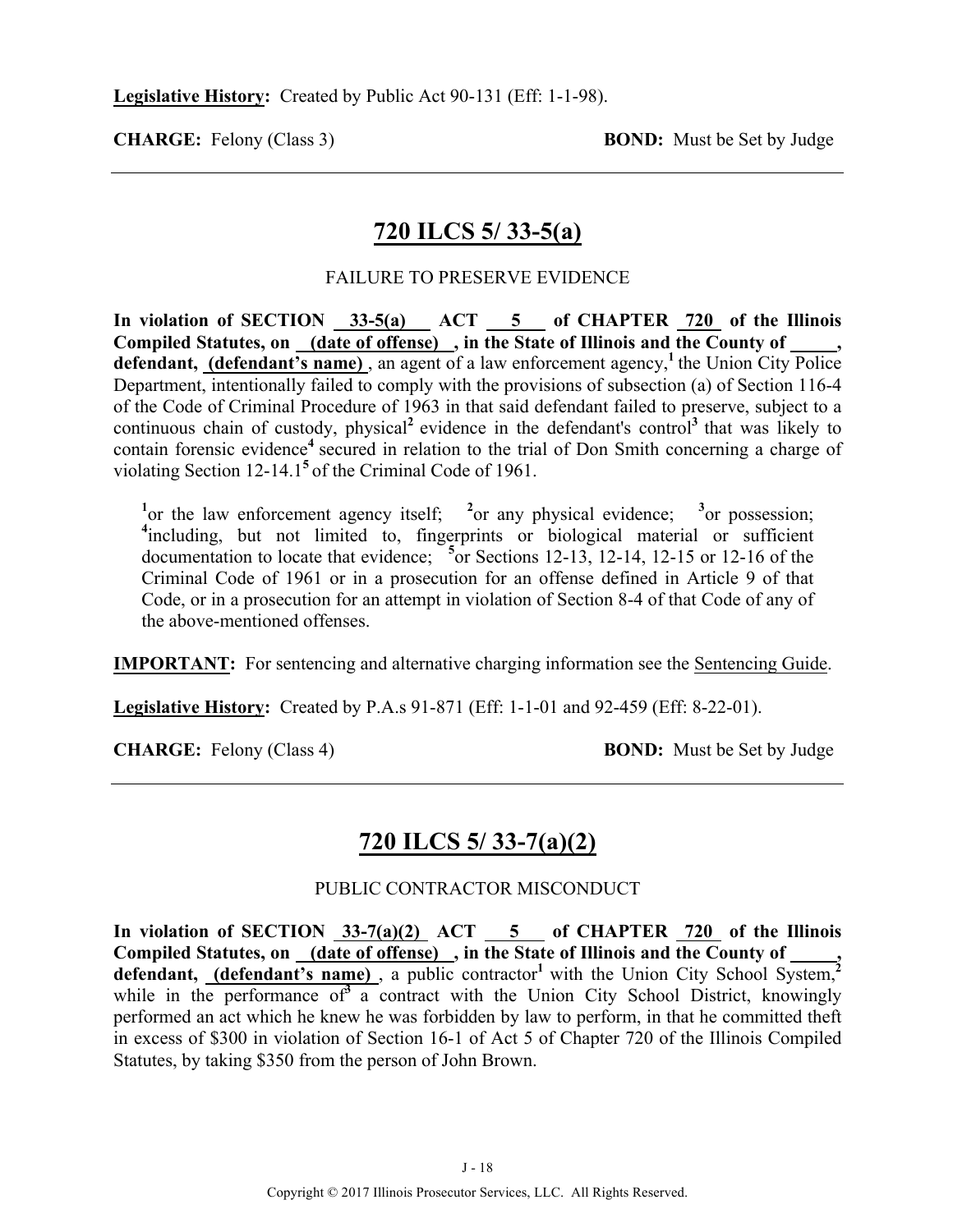**Legislative History:** Created by Public Act 90-131 (Eff: 1-1-98).

**CHARGE:** Felony (Class 3) **BOND:** Must be Set by Judge

---

## 720 ILCS 5/ 33-5(a)

FAILURE TO PRESERVE EVIDENCE

**In violation of SECTION 33-5(a) ACT 5 of CHAPTER 720 of the Illinois Compiled Statutes, on (date of offense) , in the State of Illinois and the County of \_\_\_\_\_, defendant, (defendant's name)** , an agent of a law enforcement agency,[1] the Union City Police Department, intentionally failed to comply with the provisions of subsection (a) of Section 116-4 of the Code of Criminal Procedure of 1963 in that said defendant failed to preserve, subject to a continuous chain of custody, physical[2] evidence in the defendant's control[3] that was likely to contain forensic evidence[4] secured in relation to the trial of Don Smith concerning a charge of violating Section 12-14.1[5] of the Criminal Code of 1961.

[1]or the law enforcement agency itself; [2]or any physical evidence; [3]or possession; [4]including, but not limited to, fingerprints or biological material or sufficient documentation to locate that evidence; [5]or Sections 12-13, 12-14, 12-15 or 12-16 of the Criminal Code of 1961 or in a prosecution for an offense defined in Article 9 of that Code, or in a prosecution for an attempt in violation of Section 8-4 of that Code of any of the above-mentioned offenses.

**IMPORTANT:** For sentencing and alternative charging information see the Sentencing Guide.

**Legislative History:** Created by P.A.s 91-871 (Eff: 1-1-01 and 92-459 (Eff: 8-22-01).

**CHARGE:** Felony (Class 4) **BOND:** Must be Set by Judge

---

## 720 ILCS 5/ 33-7(a)(2)

PUBLIC CONTRACTOR MISCONDUCT

**In violation of SECTION 33-7(a)(2) ACT 5 of CHAPTER 720 of the Illinois Compiled Statutes, on (date of offense) , in the State of Illinois and the County of \_\_\_\_\_, defendant, (defendant's name)** , a public contractor[1] with the Union City School System,[2] while in the performance of[3] a contract with the Union City School District, knowingly performed an act which he knew he was forbidden by law to perform, in that he committed theft in excess of $300 in violation of Section 16-1 of Act 5 of Chapter 720 of the Illinois Compiled Statutes, by taking $350 from the person of John Brown.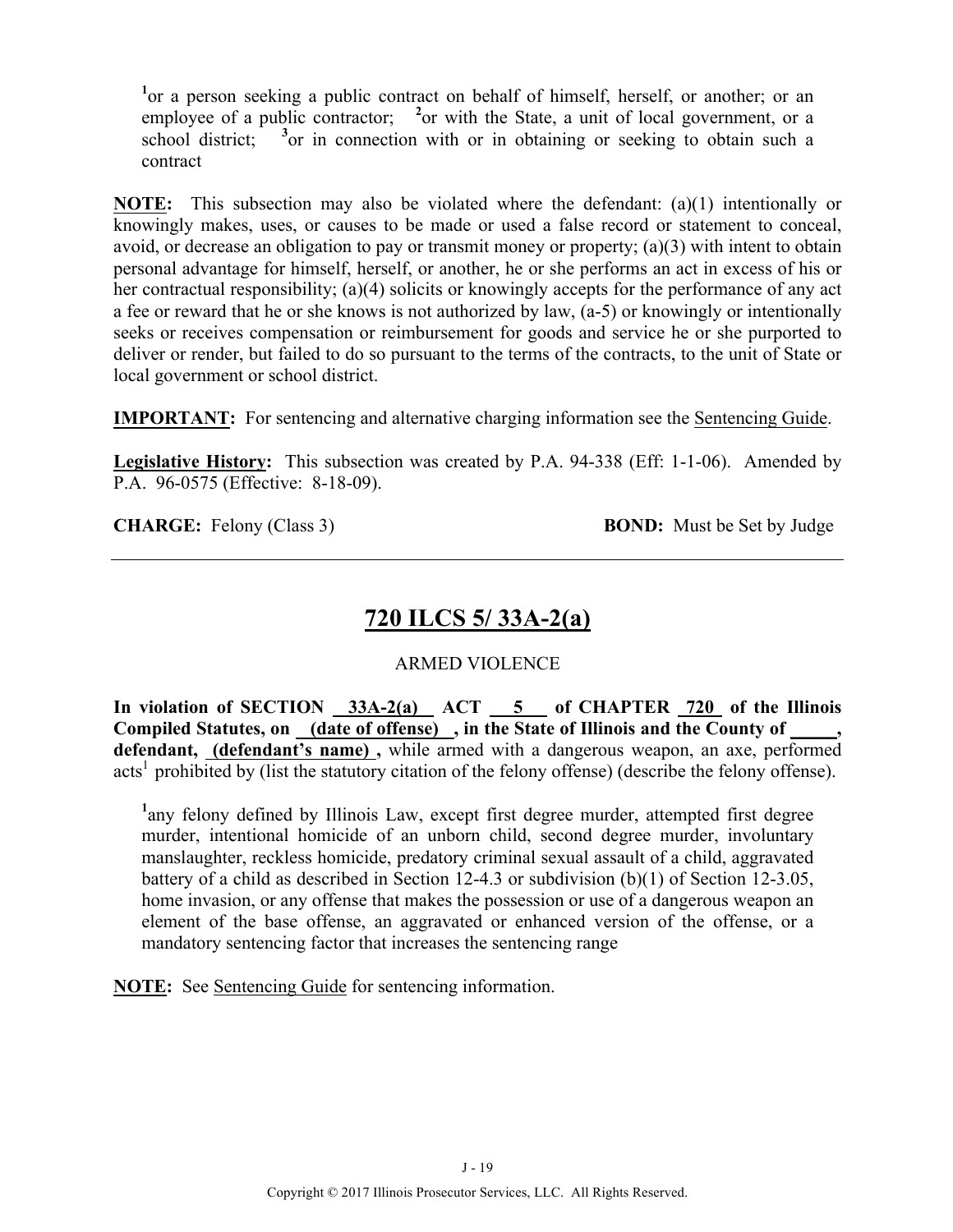[1]or a person seeking a public contract on behalf of himself, herself, or another; or an employee of a public contractor; [2]or with the State, a unit of local government, or a school district; [3]or in connection with or in obtaining or seeking to obtain such a contract

**NOTE:** This subsection may also be violated where the defendant: (a)(1) intentionally or knowingly makes, uses, or causes to be made or used a false record or statement to conceal, avoid, or decrease an obligation to pay or transmit money or property; (a)(3) with intent to obtain personal advantage for himself, herself, or another, he or she performs an act in excess of his or her contractual responsibility; (a)(4) solicits or knowingly accepts for the performance of any act a fee or reward that he or she knows is not authorized by law, (a-5) or knowingly or intentionally seeks or receives compensation or reimbursement for goods and service he or she purported to deliver or render, but failed to do so pursuant to the terms of the contracts, to the unit of State or local government or school district.

**IMPORTANT:** For sentencing and alternative charging information see the Sentencing Guide.

**Legislative History:** This subsection was created by P.A. 94-338 (Eff: 1-1-06). Amended by P.A. 96-0575 (Effective: 8-18-09).

**CHARGE:** Felony (Class 3) **BOND:** Must be Set by Judge

---

## 720 ILCS 5/ 33A-2(a)

ARMED VIOLENCE

**In violation of SECTION 33A-2(a) ACT 5 of CHAPTER 720 of the Illinois Compiled Statutes, on (date of offense), in the State of Illinois and the County of \_\_\_\_\_, defendant, (defendant's name),** while armed with a dangerous weapon, an axe, performed acts[1] prohibited by (list the statutory citation of the felony offense) (describe the felony offense).

[1]any felony defined by Illinois Law, except first degree murder, attempted first degree murder, intentional homicide of an unborn child, second degree murder, involuntary manslaughter, reckless homicide, predatory criminal sexual assault of a child, aggravated battery of a child as described in Section 12-4.3 or subdivision (b)(1) of Section 12-3.05, home invasion, or any offense that makes the possession or use of a dangerous weapon an element of the base offense, an aggravated or enhanced version of the offense, or a mandatory sentencing factor that increases the sentencing range

**NOTE:** See Sentencing Guide for sentencing information.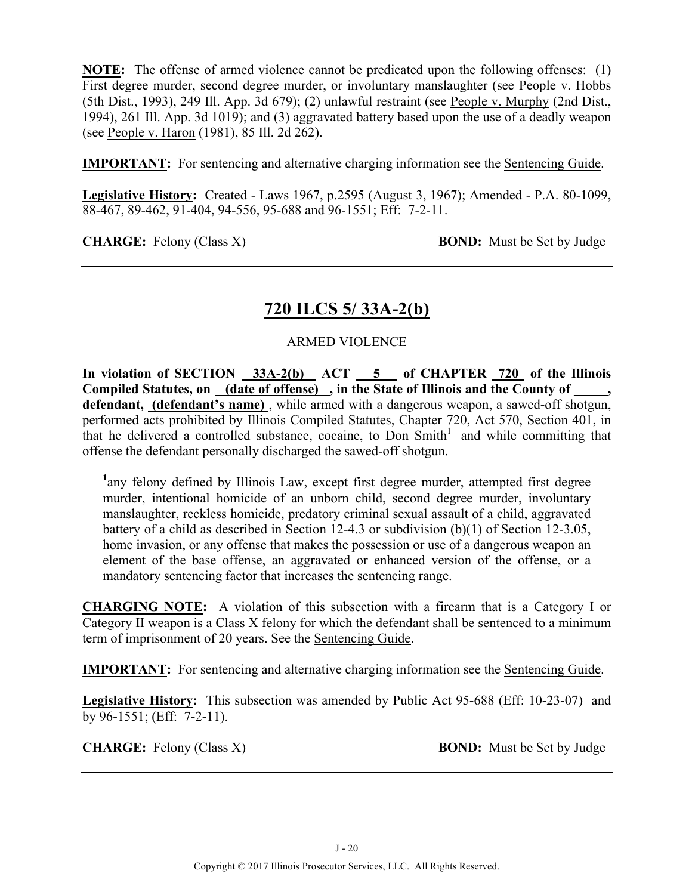**NOTE:** The offense of armed violence cannot be predicated upon the following offenses: (1) First degree murder, second degree murder, or involuntary manslaughter (see People v. Hobbs (5th Dist., 1993), 249 Ill. App. 3d 679); (2) unlawful restraint (see People v. Murphy (2nd Dist., 1994), 261 Ill. App. 3d 1019); and (3) aggravated battery based upon the use of a deadly weapon (see People v. Haron (1981), 85 Ill. 2d 262).

**IMPORTANT:** For sentencing and alternative charging information see the Sentencing Guide.

**Legislative History:** Created - Laws 1967, p.2595 (August 3, 1967); Amended - P.A. 80-1099, 88-467, 89-462, 91-404, 94-556, 95-688 and 96-1551; Eff: 7-2-11.

**CHARGE:** Felony (Class X) **BOND:** Must be Set by Judge

---

## 720 ILCS 5/ 33A-2(b)

ARMED VIOLENCE

**In violation of SECTION 33A-2(b) ACT 5 of CHAPTER 720 of the Illinois Compiled Statutes, on (date of offense) , in the State of Illinois and the County of \_\_\_\_\_, defendant, (defendant's name)** , while armed with a dangerous weapon, a sawed-off shotgun, performed acts prohibited by Illinois Compiled Statutes, Chapter 720, Act 570, Section 401, in that he delivered a controlled substance, cocaine, to Don Smith[1] and while committing that offense the defendant personally discharged the sawed-off shotgun.

> [1]any felony defined by Illinois Law, except first degree murder, attempted first degree murder, intentional homicide of an unborn child, second degree murder, involuntary manslaughter, reckless homicide, predatory criminal sexual assault of a child, aggravated battery of a child as described in Section 12-4.3 or subdivision (b)(1) of Section 12-3.05, home invasion, or any offense that makes the possession or use of a dangerous weapon an element of the base offense, an aggravated or enhanced version of the offense, or a mandatory sentencing factor that increases the sentencing range.

**CHARGING NOTE:** A violation of this subsection with a firearm that is a Category I or Category II weapon is a Class X felony for which the defendant shall be sentenced to a minimum term of imprisonment of 20 years. See the Sentencing Guide.

**IMPORTANT:** For sentencing and alternative charging information see the Sentencing Guide.

**Legislative History:** This subsection was amended by Public Act 95-688 (Eff: 10-23-07) and by 96-1551; (Eff: 7-2-11).

**CHARGE:** Felony (Class X) **BOND:** Must be Set by Judge

---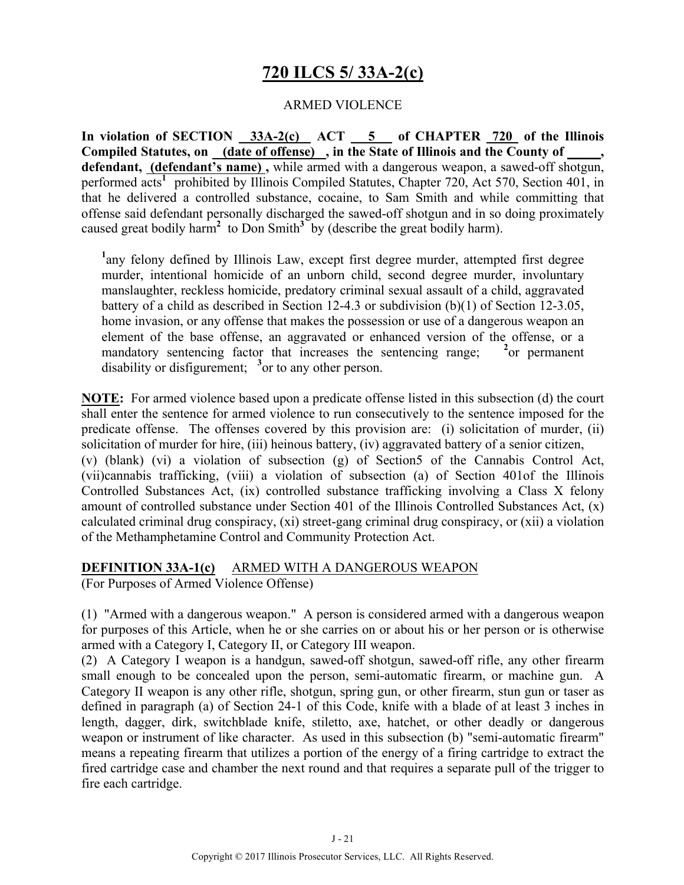# 720 ILCS 5/ 33A-2(c)

ARMED VIOLENCE

**In violation of SECTION 33A-2(c) ACT 5 of CHAPTER 720 of the Illinois Compiled Statutes, on (date of offense) , in the State of Illinois and the County of _____, defendant, (defendant's name) ,** while armed with a dangerous weapon, a sawed-off shotgun, performed acts[1] prohibited by Illinois Compiled Statutes, Chapter 720, Act 570, Section 401, in that he delivered a controlled substance, cocaine, to Sam Smith and while committing that offense said defendant personally discharged the sawed-off shotgun and in so doing proximately caused great bodily harm[2] to Don Smith[3] by (describe the great bodily harm).

[1]any felony defined by Illinois Law, except first degree murder, attempted first degree murder, intentional homicide of an unborn child, second degree murder, involuntary manslaughter, reckless homicide, predatory criminal sexual assault of a child, aggravated battery of a child as described in Section 12-4.3 or subdivision (b)(1) of Section 12-3.05, home invasion, or any offense that makes the possession or use of a dangerous weapon an element of the base offense, an aggravated or enhanced version of the offense, or a mandatory sentencing factor that increases the sentencing range; [2]or permanent disability or disfigurement; [3]or to any other person.

**NOTE:** For armed violence based upon a predicate offense listed in this subsection (d) the court shall enter the sentence for armed violence to run consecutively to the sentence imposed for the predicate offense. The offenses covered by this provision are: (i) solicitation of murder, (ii) solicitation of murder for hire, (iii) heinous battery, (iv) aggravated battery of a senior citizen, (v) (blank) (vi) a violation of subsection (g) of Section5 of the Cannabis Control Act, (vii)cannabis trafficking, (viii) a violation of subsection (a) of Section 401of the Illinois Controlled Substances Act, (ix) controlled substance trafficking involving a Class X felony amount of controlled substance under Section 401 of the Illinois Controlled Substances Act, (x) calculated criminal drug conspiracy, (xi) street-gang criminal drug conspiracy, or (xii) a violation of the Methamphetamine Control and Community Protection Act.

**DEFINITION 33A-1(c)** ARMED WITH A DANGEROUS WEAPON
(For Purposes of Armed Violence Offense)

(1) "Armed with a dangerous weapon." A person is considered armed with a dangerous weapon for purposes of this Article, when he or she carries on or about his or her person or is otherwise armed with a Category I, Category II, or Category III weapon.

(2) A Category I weapon is a handgun, sawed-off shotgun, sawed-off rifle, any other firearm small enough to be concealed upon the person, semi-automatic firearm, or machine gun. A Category II weapon is any other rifle, shotgun, spring gun, or other firearm, stun gun or taser as defined in paragraph (a) of Section 24-1 of this Code, knife with a blade of at least 3 inches in length, dagger, dirk, switchblade knife, stiletto, axe, hatchet, or other deadly or dangerous weapon or instrument of like character. As used in this subsection (b) "semi-automatic firearm" means a repeating firearm that utilizes a portion of the energy of a firing cartridge to extract the fired cartridge case and chamber the next round and that requires a separate pull of the trigger to fire each cartridge.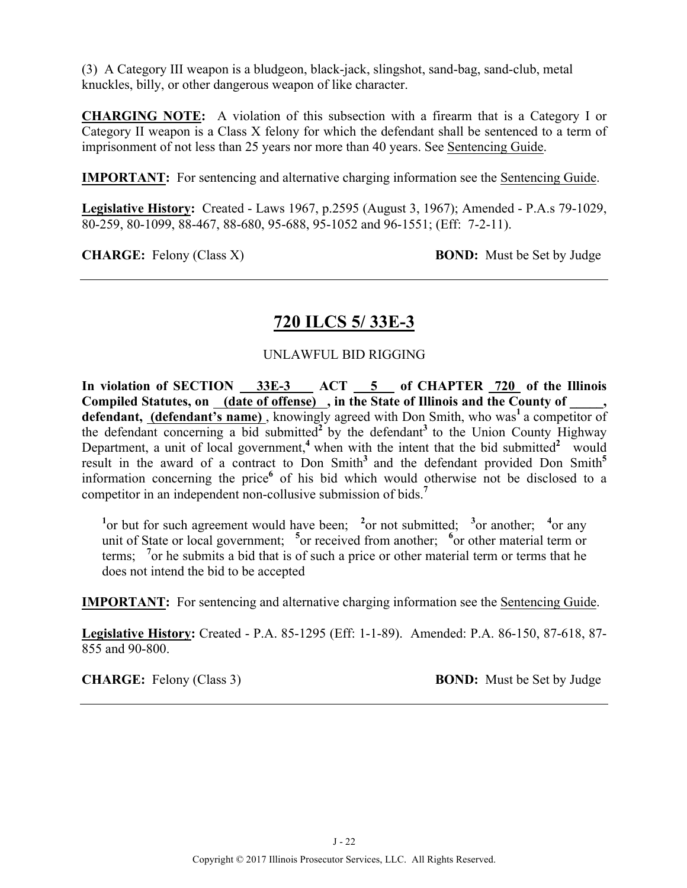(3) A Category III weapon is a bludgeon, black-jack, slingshot, sand-bag, sand-club, metal knuckles, billy, or other dangerous weapon of like character.

**CHARGING NOTE:** A violation of this subsection with a firearm that is a Category I or Category II weapon is a Class X felony for which the defendant shall be sentenced to a term of imprisonment of not less than 25 years nor more than 40 years. See Sentencing Guide.

**IMPORTANT:** For sentencing and alternative charging information see the Sentencing Guide.

**Legislative History:** Created - Laws 1967, p.2595 (August 3, 1967); Amended - P.A.s 79-1029, 80-259, 80-1099, 88-467, 88-680, 95-688, 95-1052 and 96-1551; (Eff: 7-2-11).

**CHARGE:** Felony (Class X) **BOND:** Must be Set by Judge

---

## 720 ILCS 5/ 33E-3

UNLAWFUL BID RIGGING

**In violation of SECTION 33E-3 ACT 5 of CHAPTER 720 of the Illinois Compiled Statutes, on (date of offense) , in the State of Illinois and the County of _____, defendant, (defendant's name)** , knowingly agreed with Don Smith, who was[1] a competitor of the defendant concerning a bid submitted[2] by the defendant[3] to the Union County Highway Department, a unit of local government,[4] when with the intent that the bid submitted[2] would result in the award of a contract to Don Smith[3] and the defendant provided Don Smith[5] information concerning the price[6] of his bid which would otherwise not be disclosed to a competitor in an independent non-collusive submission of bids.[7]

[1]or but for such agreement would have been; [2]or not submitted; [3]or another; [4]or any unit of State or local government; [5]or received from another; [6]or other material term or terms; [7]or he submits a bid that is of such a price or other material term or terms that he does not intend the bid to be accepted

**IMPORTANT:** For sentencing and alternative charging information see the Sentencing Guide.

**Legislative History:** Created - P.A. 85-1295 (Eff: 1-1-89). Amended: P.A. 86-150, 87-618, 87-855 and 90-800.

**CHARGE:** Felony (Class 3) **BOND:** Must be Set by Judge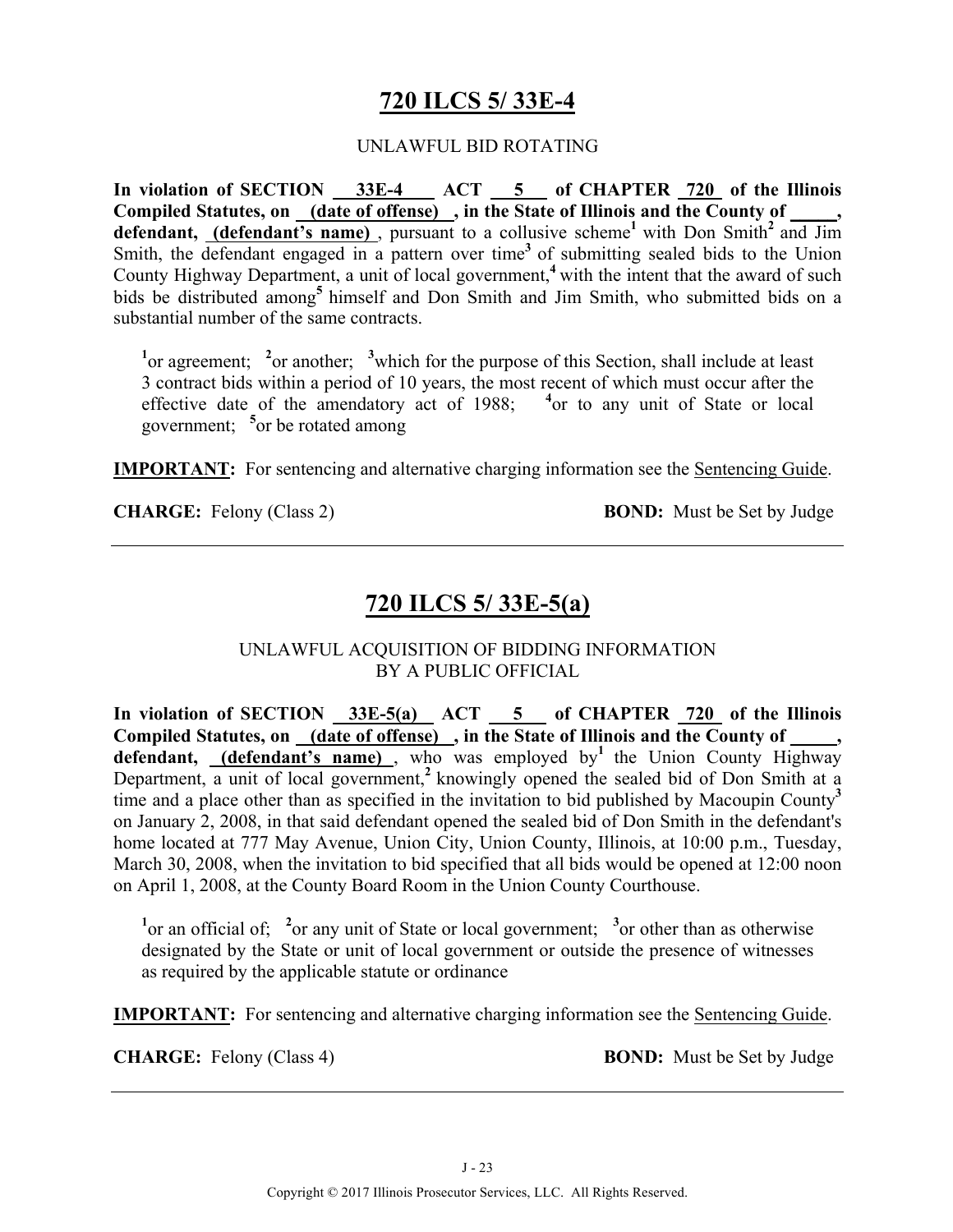## 720 ILCS 5/ 33E-4

UNLAWFUL BID ROTATING

**In violation of SECTION 33E-4 ACT 5 of CHAPTER 720 of the Illinois Compiled Statutes, on (date of offense) , in the State of Illinois and the County of \_\_\_\_\_, defendant, (defendant's name)** , pursuant to a collusive scheme[1] with Don Smith[2] and Jim Smith, the defendant engaged in a pattern over time[3] of submitting sealed bids to the Union County Highway Department, a unit of local government,[4] with the intent that the award of such bids be distributed among[5] himself and Don Smith and Jim Smith, who submitted bids on a substantial number of the same contracts.

[1]or agreement; [2]or another; [3]which for the purpose of this Section, shall include at least 3 contract bids within a period of 10 years, the most recent of which must occur after the effective date of the amendatory act of 1988; [4]or to any unit of State or local government; [5]or be rotated among

**IMPORTANT:** For sentencing and alternative charging information see the Sentencing Guide.

**CHARGE:** Felony (Class 2) **BOND:** Must be Set by Judge

---

## 720 ILCS 5/ 33E-5(a)

UNLAWFUL ACQUISITION OF BIDDING INFORMATION BY A PUBLIC OFFICIAL

**In violation of SECTION 33E-5(a) ACT 5 of CHAPTER 720 of the Illinois Compiled Statutes, on (date of offense) , in the State of Illinois and the County of \_\_\_\_\_, defendant, (defendant's name)** , who was employed by[1] the Union County Highway Department, a unit of local government,[2] knowingly opened the sealed bid of Don Smith at a time and a place other than as specified in the invitation to bid published by Macoupin County[3] on January 2, 2008, in that said defendant opened the sealed bid of Don Smith in the defendant's home located at 777 May Avenue, Union City, Union County, Illinois, at 10:00 p.m., Tuesday, March 30, 2008, when the invitation to bid specified that all bids would be opened at 12:00 noon on April 1, 2008, at the County Board Room in the Union County Courthouse.

[1]or an official of; [2]or any unit of State or local government; [3]or other than as otherwise designated by the State or unit of local government or outside the presence of witnesses as required by the applicable statute or ordinance

**IMPORTANT:** For sentencing and alternative charging information see the Sentencing Guide.

**CHARGE:** Felony (Class 4) **BOND:** Must be Set by Judge

---

Copyright © 2017 Illinois Prosecutor Services, LLC. All Rights Reserved.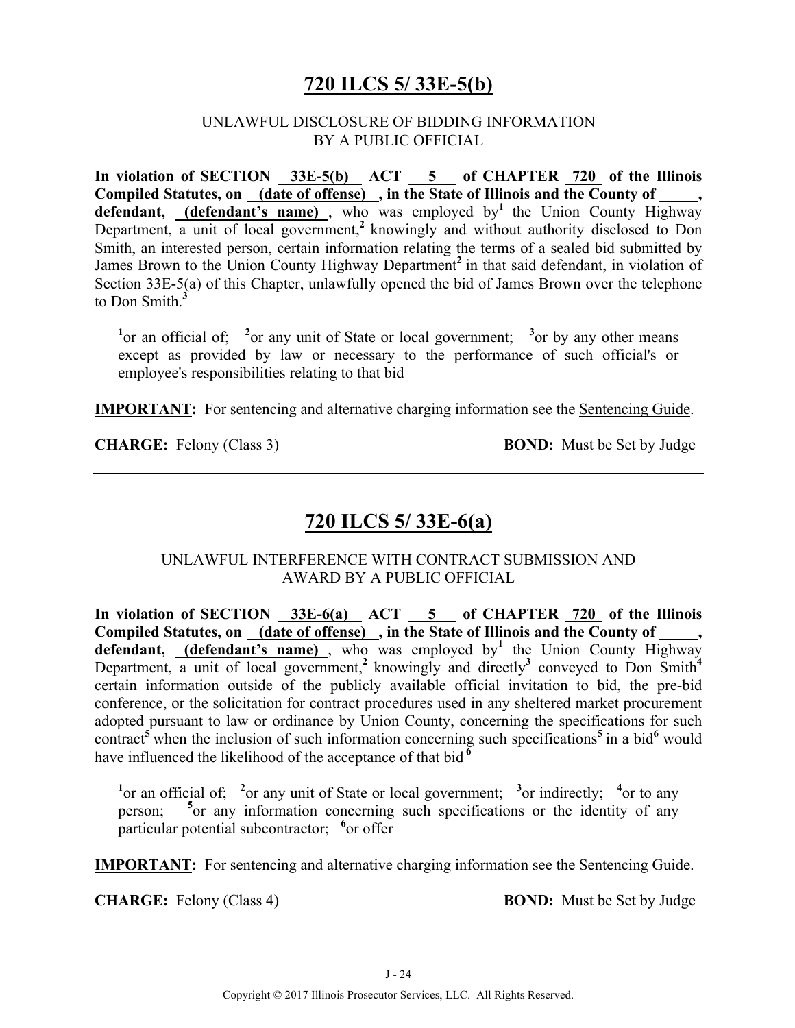# 720 ILCS 5/ 33E-5(b)

UNLAWFUL DISCLOSURE OF BIDDING INFORMATION
BY A PUBLIC OFFICIAL

**In violation of SECTION 33E-5(b) ACT 5 of CHAPTER 720 of the Illinois Compiled Statutes, on (date of offense) , in the State of Illinois and the County of \_\_\_\_\_, defendant, (defendant's name)** , who was employed by[1] the Union County Highway Department, a unit of local government,[2] knowingly and without authority disclosed to Don Smith, an interested person, certain information relating the terms of a sealed bid submitted by James Brown to the Union County Highway Department[2] in that said defendant, in violation of Section 33E-5(a) of this Chapter, unlawfully opened the bid of James Brown over the telephone to Don Smith.[3]

[1]or an official of; [2]or any unit of State or local government; [3]or by any other means except as provided by law or necessary to the performance of such official's or employee's responsibilities relating to that bid

**IMPORTANT:** For sentencing and alternative charging information see the Sentencing Guide.

**CHARGE:** Felony (Class 3) **BOND:** Must be Set by Judge

---

# 720 ILCS 5/ 33E-6(a)

UNLAWFUL INTERFERENCE WITH CONTRACT SUBMISSION AND
AWARD BY A PUBLIC OFFICIAL

**In violation of SECTION 33E-6(a) ACT 5 of CHAPTER 720 of the Illinois Compiled Statutes, on (date of offense) , in the State of Illinois and the County of \_\_\_\_\_, defendant, (defendant's name)** , who was employed by[1] the Union County Highway Department, a unit of local government,[2] knowingly and directly[3] conveyed to Don Smith[4] certain information outside of the publicly available official invitation to bid, the pre-bid conference, or the solicitation for contract procedures used in any sheltered market procurement adopted pursuant to law or ordinance by Union County, concerning the specifications for such contract[5] when the inclusion of such information concerning such specifications[5] in a bid[6] would have influenced the likelihood of the acceptance of that bid[6]

[1]or an official of; [2]or any unit of State or local government; [3]or indirectly; [4]or to any person; [5]or any information concerning such specifications or the identity of any particular potential subcontractor; [6]or offer

**IMPORTANT:** For sentencing and alternative charging information see the Sentencing Guide.

**CHARGE:** Felony (Class 4) **BOND:** Must be Set by Judge

---

J - 24

Copyright © 2017 Illinois Prosecutor Services, LLC. All Rights Reserved.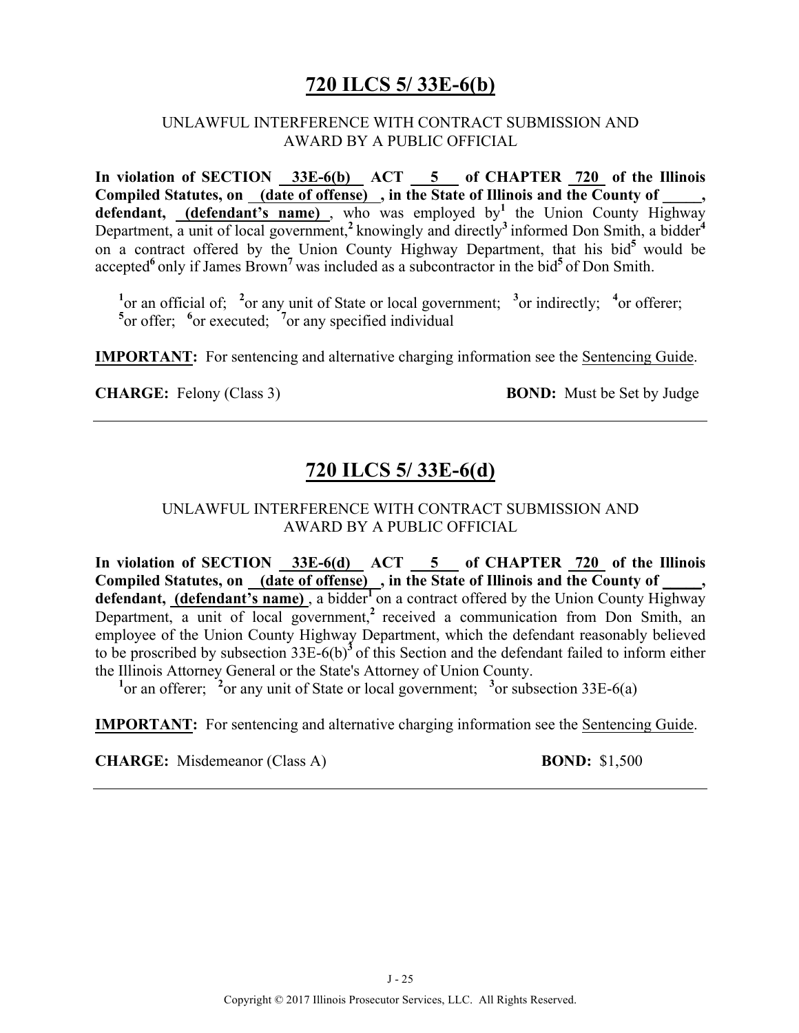## 720 ILCS 5/ 33E-6(b)

UNLAWFUL INTERFERENCE WITH CONTRACT SUBMISSION AND AWARD BY A PUBLIC OFFICIAL

**In violation of SECTION 33E-6(b) ACT 5 of CHAPTER 720 of the Illinois Compiled Statutes, on (date of offense), in the State of Illinois and the County of _____, defendant, (defendant's name)**, who was employed by[1] the Union County Highway Department, a unit of local government,[2] knowingly and directly[3] informed Don Smith, a bidder[4] on a contract offered by the Union County Highway Department, that his bid[5] would be accepted[6] only if James Brown[7] was included as a subcontractor in the bid[5] of Don Smith.

[1]or an official of; [2]or any unit of State or local government; [3]or indirectly; [4]or offerer; [5]or offer; [6]or executed; [7]or any specified individual

**IMPORTANT:** For sentencing and alternative charging information see the Sentencing Guide.

**CHARGE:** Felony (Class 3) **BOND:** Must be Set by Judge

---

## 720 ILCS 5/ 33E-6(d)

UNLAWFUL INTERFERENCE WITH CONTRACT SUBMISSION AND AWARD BY A PUBLIC OFFICIAL

**In violation of SECTION 33E-6(d) ACT 5 of CHAPTER 720 of the Illinois Compiled Statutes, on (date of offense), in the State of Illinois and the County of _____, defendant, (defendant's name)**, a bidder[1] on a contract offered by the Union County Highway Department, a unit of local government,[2] received a communication from Don Smith, an employee of the Union County Highway Department, which the defendant reasonably believed to be proscribed by subsection 33E-6(b)[3] of this Section and the defendant failed to inform either the Illinois Attorney General or the State's Attorney of Union County.

[1]or an offerer; [2]or any unit of State or local government; [3]or subsection 33E-6(a)

**IMPORTANT:** For sentencing and alternative charging information see the Sentencing Guide.

**CHARGE:** Misdemeanor (Class A) **BOND:** $1,500

---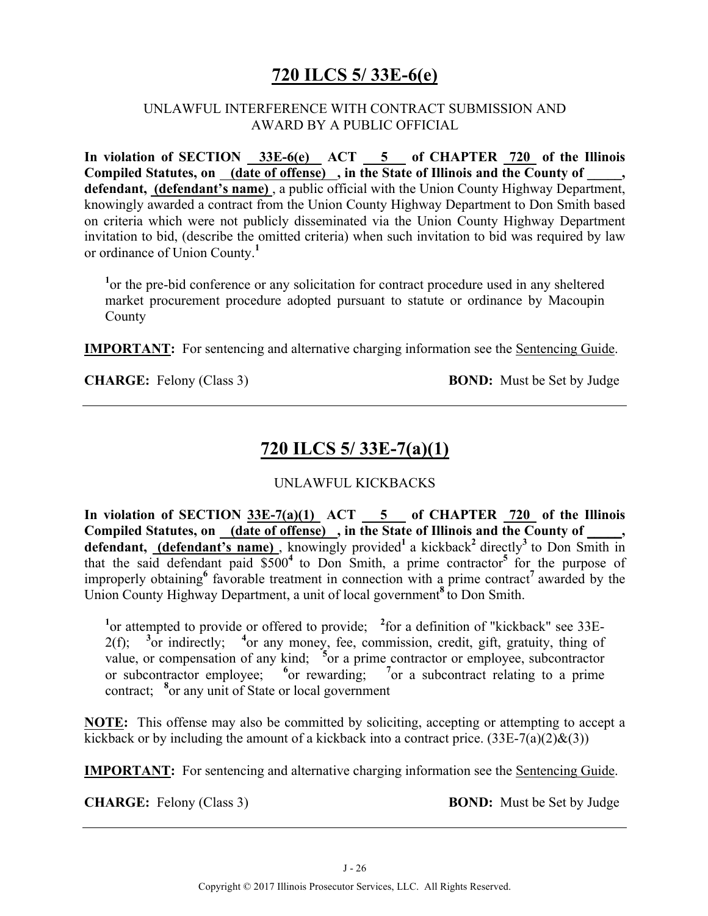## 720 ILCS 5/ 33E-6(e)

UNLAWFUL INTERFERENCE WITH CONTRACT SUBMISSION AND AWARD BY A PUBLIC OFFICIAL

**In violation of SECTION 33E-6(e) ACT 5 of CHAPTER 720 of the Illinois Compiled Statutes, on (date of offense), in the State of Illinois and the County of _____, defendant, (defendant's name)**, a public official with the Union County Highway Department, knowingly awarded a contract from the Union County Highway Department to Don Smith based on criteria which were not publicly disseminated via the Union County Highway Department invitation to bid, (describe the omitted criteria) when such invitation to bid was required by law or ordinance of Union County.[1]

[1]or the pre-bid conference or any solicitation for contract procedure used in any sheltered market procurement procedure adopted pursuant to statute or ordinance by Macoupin County

**IMPORTANT:** For sentencing and alternative charging information see the Sentencing Guide.

**CHARGE:** Felony (Class 3) **BOND:** Must be Set by Judge

---

## 720 ILCS 5/ 33E-7(a)(1)

UNLAWFUL KICKBACKS

**In violation of SECTION 33E-7(a)(1) ACT 5 of CHAPTER 720 of the Illinois Compiled Statutes, on (date of offense), in the State of Illinois and the County of _____, defendant, (defendant's name)**, knowingly provided[1] a kickback[2] directly[3] to Don Smith in that the said defendant paid $500[4] to Don Smith, a prime contractor[5] for the purpose of improperly obtaining[6] favorable treatment in connection with a prime contract[7] awarded by the Union County Highway Department, a unit of local government[8] to Don Smith.

[1]or attempted to provide or offered to provide; [2]for a definition of "kickback" see 33E-2(f); [3]or indirectly; [4]or any money, fee, commission, credit, gift, gratuity, thing of value, or compensation of any kind; [5]or a prime contractor or employee, subcontractor or subcontractor employee; [6]or rewarding; [7]or a subcontract relating to a prime contract; [8]or any unit of State or local government

**NOTE:** This offense may also be committed by soliciting, accepting or attempting to accept a kickback or by including the amount of a kickback into a contract price. (33E-7(a)(2)&(3))

**IMPORTANT:** For sentencing and alternative charging information see the Sentencing Guide.

**CHARGE:** Felony (Class 3) **BOND:** Must be Set by Judge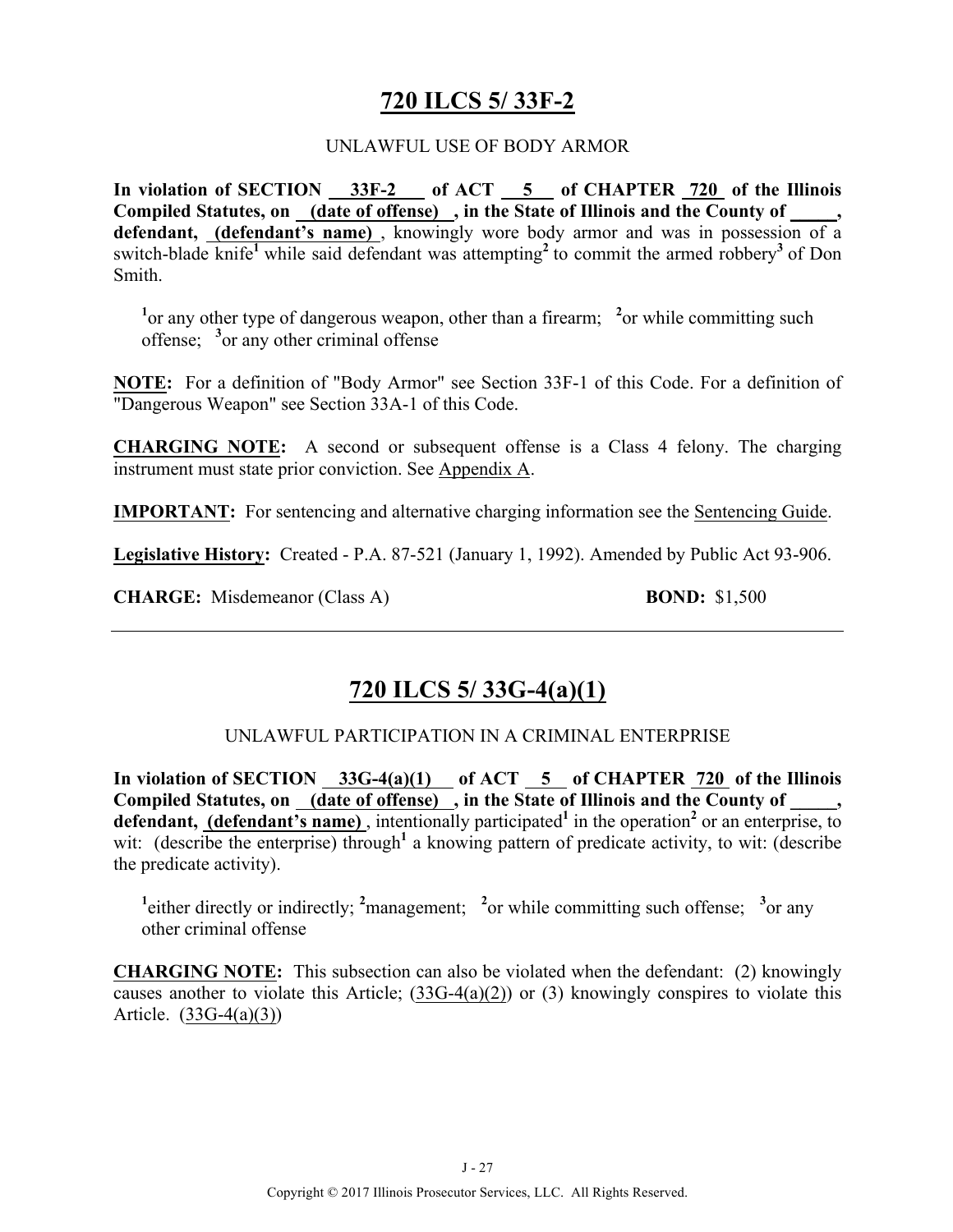## 720 ILCS 5/ 33F-2

UNLAWFUL USE OF BODY ARMOR

**In violation of SECTION 33F-2 of ACT 5 of CHAPTER 720 of the Illinois Compiled Statutes, on (date of offense) , in the State of Illinois and the County of \_\_\_\_\_, defendant, (defendant's name)** , knowingly wore body armor and was in possession of a switch-blade knife[1] while said defendant was attempting[2] to commit the armed robbery[3] of Don Smith.

[1]or any other type of dangerous weapon, other than a firearm; [2]or while committing such offense; [3]or any other criminal offense

**NOTE:** For a definition of "Body Armor" see Section 33F-1 of this Code. For a definition of "Dangerous Weapon" see Section 33A-1 of this Code.

**CHARGING NOTE:** A second or subsequent offense is a Class 4 felony. The charging instrument must state prior conviction. See Appendix A.

**IMPORTANT:** For sentencing and alternative charging information see the Sentencing Guide.

**Legislative History:** Created - P.A. 87-521 (January 1, 1992). Amended by Public Act 93-906.

**CHARGE:** Misdemeanor (Class A) **BOND:** $1,500

---

## 720 ILCS 5/ 33G-4(a)(1)

UNLAWFUL PARTICIPATION IN A CRIMINAL ENTERPRISE

**In violation of SECTION 33G-4(a)(1) of ACT 5 of CHAPTER 720 of the Illinois Compiled Statutes, on (date of offense) , in the State of Illinois and the County of \_\_\_\_\_, defendant, (defendant's name)** , intentionally participated[1] in the operation[2] or an enterprise, to wit: (describe the enterprise) through[1] a knowing pattern of predicate activity, to wit: (describe the predicate activity).

[1]either directly or indirectly; [2]management; [2]or while committing such offense; [3]or any other criminal offense

**CHARGING NOTE:** This subsection can also be violated when the defendant: (2) knowingly causes another to violate this Article; (33G-4(a)(2)) or (3) knowingly conspires to violate this Article. (33G-4(a)(3))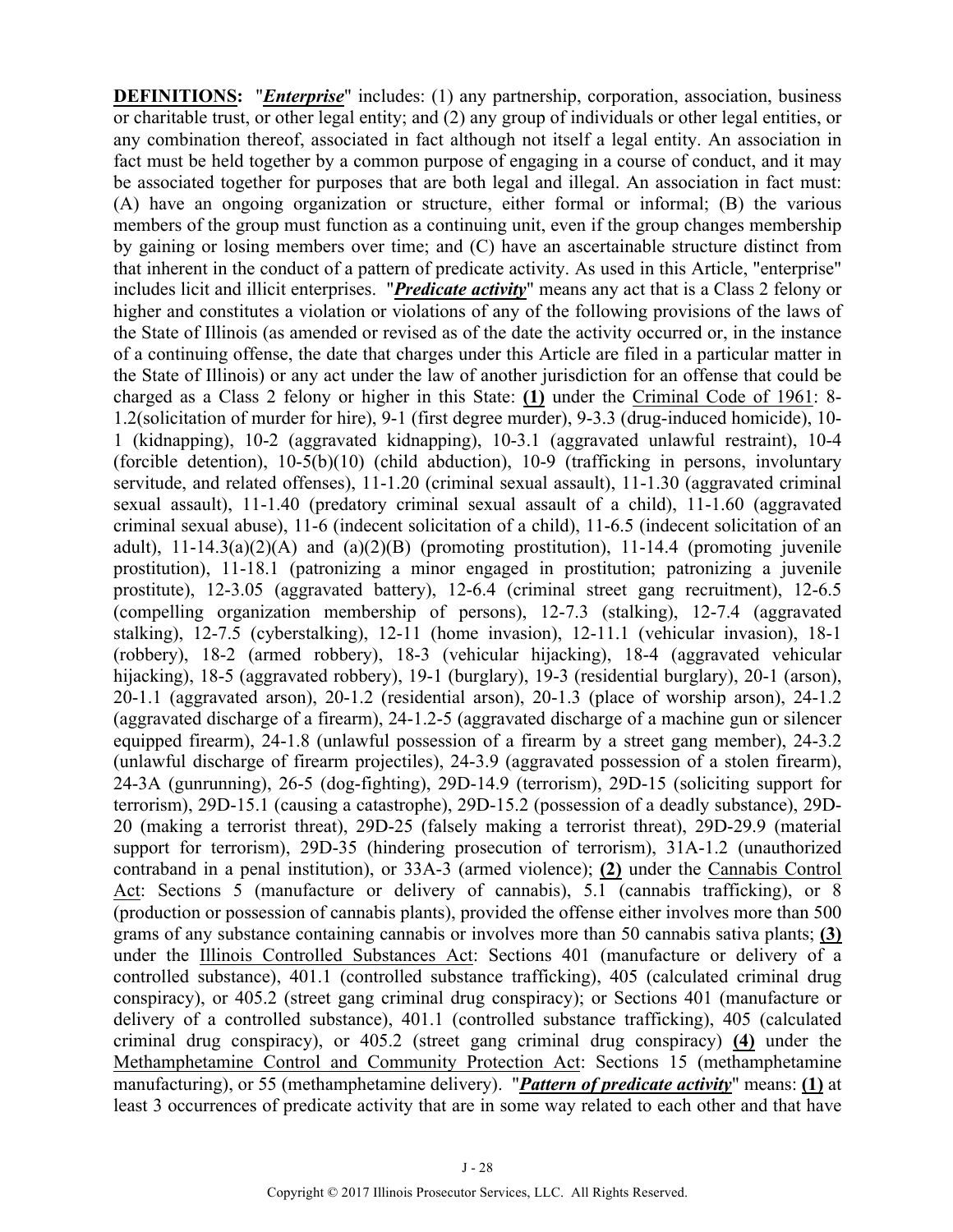**<u>DEFINITIONS</u>:** "***<u>Enterprise</u>***" includes: (1) any partnership, corporation, association, business or charitable trust, or other legal entity; and (2) any group of individuals or other legal entities, or any combination thereof, associated in fact although not itself a legal entity. An association in fact must be held together by a common purpose of engaging in a course of conduct, and it may be associated together for purposes that are both legal and illegal. An association in fact must: (A) have an ongoing organization or structure, either formal or informal; (B) the various members of the group must function as a continuing unit, even if the group changes membership by gaining or losing members over time; and (C) have an ascertainable structure distinct from that inherent in the conduct of a pattern of predicate activity. As used in this Article, "enterprise" includes licit and illicit enterprises. "***<u>Predicate activity</u>***" means any act that is a Class 2 felony or higher and constitutes a violation or violations of any of the following provisions of the laws of the State of Illinois (as amended or revised as of the date the activity occurred or, in the instance of a continuing offense, the date that charges under this Article are filed in a particular matter in the State of Illinois) or any act under the law of another jurisdiction for an offense that could be charged as a Class 2 felony or higher in this State: **<u>(1)</u>** under the <u>Criminal Code of 1961</u>: 8-1.2(solicitation of murder for hire), 9-1 (first degree murder), 9-3.3 (drug-induced homicide), 10-1 (kidnapping), 10-2 (aggravated kidnapping), 10-3.1 (aggravated unlawful restraint), 10-4 (forcible detention), 10-5(b)(10) (child abduction), 10-9 (trafficking in persons, involuntary servitude, and related offenses), 11-1.20 (criminal sexual assault), 11-1.30 (aggravated criminal sexual assault), 11-1.40 (predatory criminal sexual assault of a child), 11-1.60 (aggravated criminal sexual abuse), 11-6 (indecent solicitation of a child), 11-6.5 (indecent solicitation of an adult), 11-14.3(a)(2)(A) and (a)(2)(B) (promoting prostitution), 11-14.4 (promoting juvenile prostitution), 11-18.1 (patronizing a minor engaged in prostitution; patronizing a juvenile prostitute), 12-3.05 (aggravated battery), 12-6.4 (criminal street gang recruitment), 12-6.5 (compelling organization membership of persons), 12-7.3 (stalking), 12-7.4 (aggravated stalking), 12-7.5 (cyberstalking), 12-11 (home invasion), 12-11.1 (vehicular invasion), 18-1 (robbery), 18-2 (armed robbery), 18-3 (vehicular hijacking), 18-4 (aggravated vehicular hijacking), 18-5 (aggravated robbery), 19-1 (burglary), 19-3 (residential burglary), 20-1 (arson), 20-1.1 (aggravated arson), 20-1.2 (residential arson), 20-1.3 (place of worship arson), 24-1.2 (aggravated discharge of a firearm), 24-1.2-5 (aggravated discharge of a machine gun or silencer equipped firearm), 24-1.8 (unlawful possession of a firearm by a street gang member), 24-3.2 (unlawful discharge of firearm projectiles), 24-3.9 (aggravated possession of a stolen firearm), 24-3A (gunrunning), 26-5 (dog-fighting), 29D-14.9 (terrorism), 29D-15 (soliciting support for terrorism), 29D-15.1 (causing a catastrophe), 29D-15.2 (possession of a deadly substance), 29D-20 (making a terrorist threat), 29D-25 (falsely making a terrorist threat), 29D-29.9 (material support for terrorism), 29D-35 (hindering prosecution of terrorism), 31A-1.2 (unauthorized contraband in a penal institution), or 33A-3 (armed violence); **<u>(2)</u>** under the <u>Cannabis Control Act</u>: Sections 5 (manufacture or delivery of cannabis), 5.1 (cannabis trafficking), or 8 (production or possession of cannabis plants), provided the offense either involves more than 500 grams of any substance containing cannabis or involves more than 50 cannabis sativa plants; **<u>(3)</u>** under the <u>Illinois Controlled Substances Act</u>: Sections 401 (manufacture or delivery of a controlled substance), 401.1 (controlled substance trafficking), 405 (calculated criminal drug conspiracy), or 405.2 (street gang criminal drug conspiracy); or Sections 401 (manufacture or delivery of a controlled substance), 401.1 (controlled substance trafficking), 405 (calculated criminal drug conspiracy), or 405.2 (street gang criminal drug conspiracy) **<u>(4)</u>** under the <u>Methamphetamine Control and Community Protection Act</u>: Sections 15 (methamphetamine manufacturing), or 55 (methamphetamine delivery). "***<u>Pattern of predicate activity</u>***" means: **<u>(1)</u>** at least 3 occurrences of predicate activity that are in some way related to each other and that have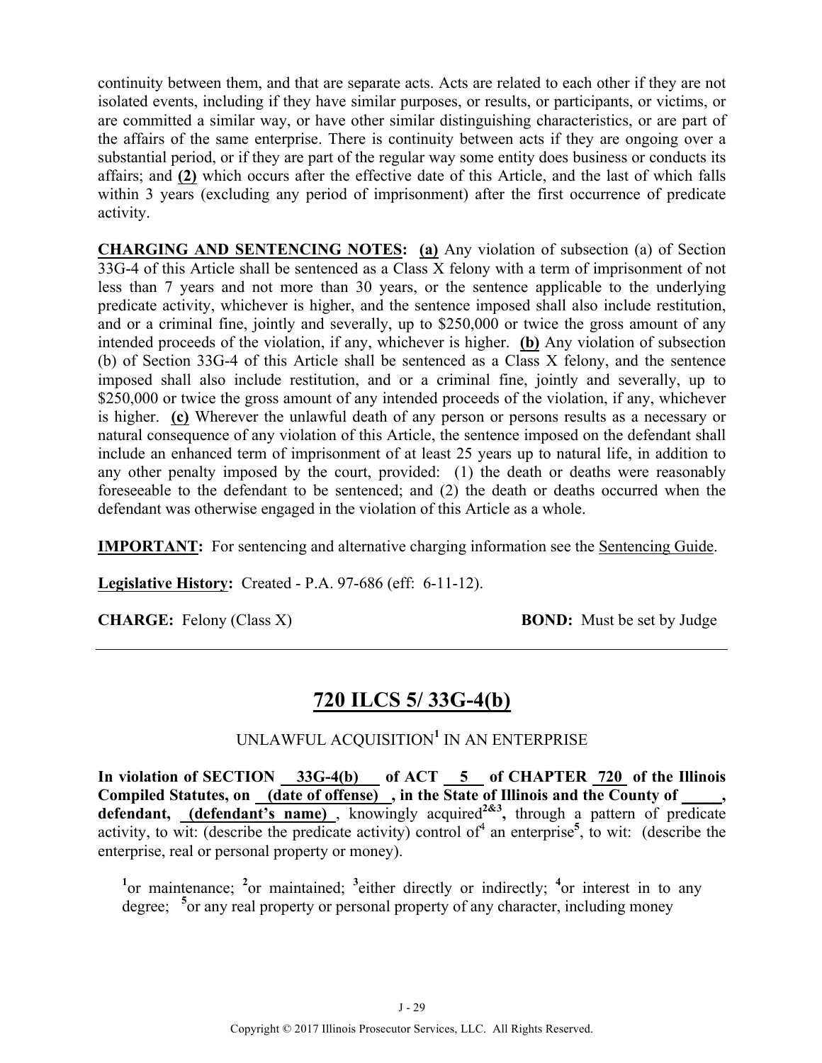continuity between them, and that are separate acts. Acts are related to each other if they are not isolated events, including if they have similar purposes, or results, or participants, or victims, or are committed a similar way, or have other similar distinguishing characteristics, or are part of the affairs of the same enterprise. There is continuity between acts if they are ongoing over a substantial period, or if they are part of the regular way some entity does business or conducts its affairs; and **(2)** which occurs after the effective date of this Article, and the last of which falls within 3 years (excluding any period of imprisonment) after the first occurrence of predicate activity.

**CHARGING AND SENTENCING NOTES: (a)** Any violation of subsection (a) of Section 33G-4 of this Article shall be sentenced as a Class X felony with a term of imprisonment of not less than 7 years and not more than 30 years, or the sentence applicable to the underlying predicate activity, whichever is higher, and the sentence imposed shall also include restitution, and or a criminal fine, jointly and severally, up to $250,000 or twice the gross amount of any intended proceeds of the violation, if any, whichever is higher. **(b)** Any violation of subsection (b) of Section 33G-4 of this Article shall be sentenced as a Class X felony, and the sentence imposed shall also include restitution, and or a criminal fine, jointly and severally, up to $250,000 or twice the gross amount of any intended proceeds of the violation, if any, whichever is higher. **(c)** Wherever the unlawful death of any person or persons results as a necessary or natural consequence of any violation of this Article, the sentence imposed on the defendant shall include an enhanced term of imprisonment of at least 25 years up to natural life, in addition to any other penalty imposed by the court, provided: (1) the death or deaths were reasonably foreseeable to the defendant to be sentenced; and (2) the death or deaths occurred when the defendant was otherwise engaged in the violation of this Article as a whole.

**IMPORTANT:** For sentencing and alternative charging information see the Sentencing Guide.

**Legislative History:** Created - P.A. 97-686 (eff: 6-11-12).

**CHARGE:** Felony (Class X) **BOND:** Must be set by Judge

---

## 720 ILCS 5/ 33G-4(b)

UNLAWFUL ACQUISITION[1] IN AN ENTERPRISE

**In violation of SECTION 33G-4(b) of ACT 5 of CHAPTER 720 of the Illinois Compiled Statutes, on (date of offense) , in the State of Illinois and the County of _____, defendant, (defendant's name)** , knowingly acquired**[2&3]**, through a pattern of predicate activity, to wit: (describe the predicate activity) control of[4] an enterprise**[5]**, to wit: (describe the enterprise, real or personal property or money).

[1]or maintenance; [2]or maintained; [3]either directly or indirectly; [4]or interest in to any degree; [5]or any real property or personal property of any character, including money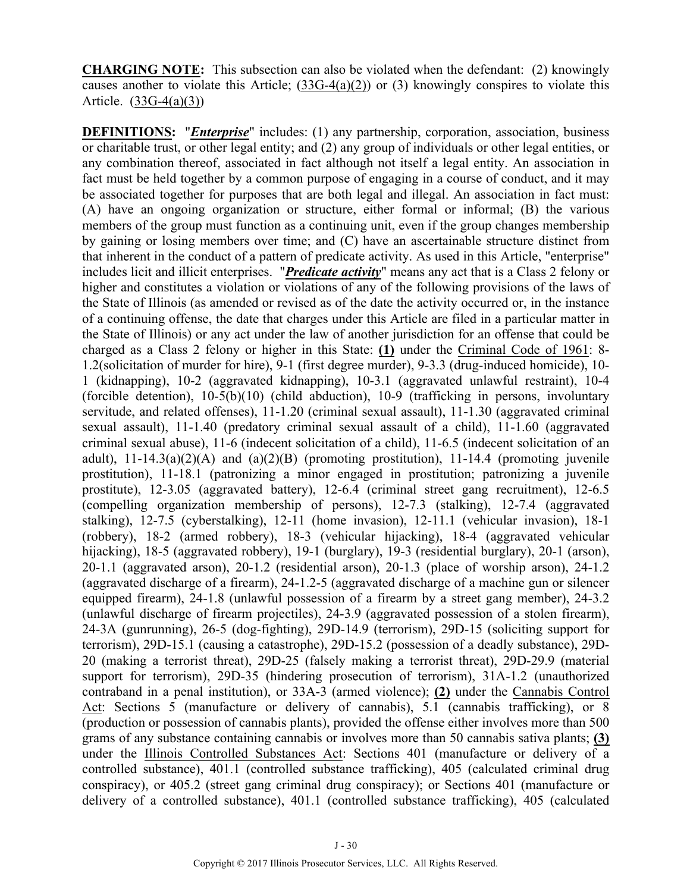**CHARGING NOTE:** This subsection can also be violated when the defendant: (2) knowingly causes another to violate this Article; (33G-4(a)(2)) or (3) knowingly conspires to violate this Article. (33G-4(a)(3))

**DEFINITIONS:** "***Enterprise***" includes: (1) any partnership, corporation, association, business or charitable trust, or other legal entity; and (2) any group of individuals or other legal entities, or any combination thereof, associated in fact although not itself a legal entity. An association in fact must be held together by a common purpose of engaging in a course of conduct, and it may be associated together for purposes that are both legal and illegal. An association in fact must: (A) have an ongoing organization or structure, either formal or informal; (B) the various members of the group must function as a continuing unit, even if the group changes membership by gaining or losing members over time; and (C) have an ascertainable structure distinct from that inherent in the conduct of a pattern of predicate activity. As used in this Article, "enterprise" includes licit and illicit enterprises. "***Predicate activity***" means any act that is a Class 2 felony or higher and constitutes a violation or violations of any of the following provisions of the laws of the State of Illinois (as amended or revised as of the date the activity occurred or, in the instance of a continuing offense, the date that charges under this Article are filed in a particular matter in the State of Illinois) or any act under the law of another jurisdiction for an offense that could be charged as a Class 2 felony or higher in this State: **(1)** under the Criminal Code of 1961: 8-1.2(solicitation of murder for hire), 9-1 (first degree murder), 9-3.3 (drug-induced homicide), 10-1 (kidnapping), 10-2 (aggravated kidnapping), 10-3.1 (aggravated unlawful restraint), 10-4 (forcible detention), 10-5(b)(10) (child abduction), 10-9 (trafficking in persons, involuntary servitude, and related offenses), 11-1.20 (criminal sexual assault), 11-1.30 (aggravated criminal sexual assault), 11-1.40 (predatory criminal sexual assault of a child), 11-1.60 (aggravated criminal sexual abuse), 11-6 (indecent solicitation of a child), 11-6.5 (indecent solicitation of an adult), 11-14.3(a)(2)(A) and (a)(2)(B) (promoting prostitution), 11-14.4 (promoting juvenile prostitution), 11-18.1 (patronizing a minor engaged in prostitution; patronizing a juvenile prostitute), 12-3.05 (aggravated battery), 12-6.4 (criminal street gang recruitment), 12-6.5 (compelling organization membership of persons), 12-7.3 (stalking), 12-7.4 (aggravated stalking), 12-7.5 (cyberstalking), 12-11 (home invasion), 12-11.1 (vehicular invasion), 18-1 (robbery), 18-2 (armed robbery), 18-3 (vehicular hijacking), 18-4 (aggravated vehicular hijacking), 18-5 (aggravated robbery), 19-1 (burglary), 19-3 (residential burglary), 20-1 (arson), 20-1.1 (aggravated arson), 20-1.2 (residential arson), 20-1.3 (place of worship arson), 24-1.2 (aggravated discharge of a firearm), 24-1.2-5 (aggravated discharge of a machine gun or silencer equipped firearm), 24-1.8 (unlawful possession of a firearm by a street gang member), 24-3.2 (unlawful discharge of firearm projectiles), 24-3.9 (aggravated possession of a stolen firearm), 24-3A (gunrunning), 26-5 (dog-fighting), 29D-14.9 (terrorism), 29D-15 (soliciting support for terrorism), 29D-15.1 (causing a catastrophe), 29D-15.2 (possession of a deadly substance), 29D-20 (making a terrorist threat), 29D-25 (falsely making a terrorist threat), 29D-29.9 (material support for terrorism), 29D-35 (hindering prosecution of terrorism), 31A-1.2 (unauthorized contraband in a penal institution), or 33A-3 (armed violence); **(2)** under the Cannabis Control Act: Sections 5 (manufacture or delivery of cannabis), 5.1 (cannabis trafficking), or 8 (production or possession of cannabis plants), provided the offense either involves more than 500 grams of any substance containing cannabis or involves more than 50 cannabis sativa plants; **(3)** under the Illinois Controlled Substances Act: Sections 401 (manufacture or delivery of a controlled substance), 401.1 (controlled substance trafficking), 405 (calculated criminal drug conspiracy), or 405.2 (street gang criminal drug conspiracy); or Sections 401 (manufacture or delivery of a controlled substance), 401.1 (controlled substance trafficking), 405 (calculated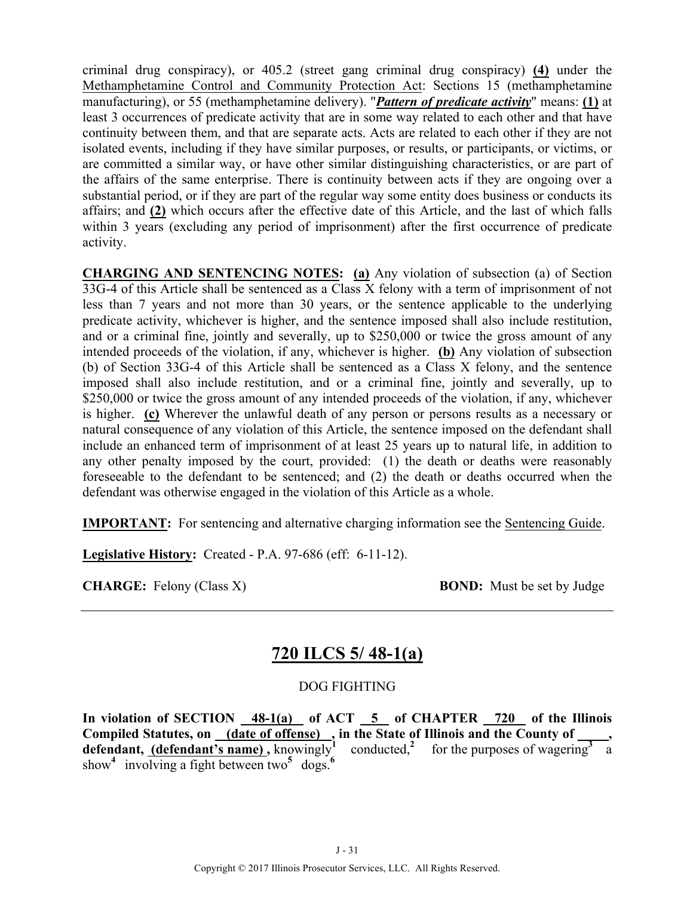criminal drug conspiracy), or 405.2 (street gang criminal drug conspiracy) **(4)** under the Methamphetamine Control and Community Protection Act: Sections 15 (methamphetamine manufacturing), or 55 (methamphetamine delivery). "***Pattern of predicate activity***" means: **(1)** at least 3 occurrences of predicate activity that are in some way related to each other and that have continuity between them, and that are separate acts. Acts are related to each other if they are not isolated events, including if they have similar purposes, or results, or participants, or victims, or are committed a similar way, or have other similar distinguishing characteristics, or are part of the affairs of the same enterprise. There is continuity between acts if they are ongoing over a substantial period, or if they are part of the regular way some entity does business or conducts its affairs; and **(2)** which occurs after the effective date of this Article, and the last of which falls within 3 years (excluding any period of imprisonment) after the first occurrence of predicate activity.

**CHARGING AND SENTENCING NOTES:** **(a)** Any violation of subsection (a) of Section 33G-4 of this Article shall be sentenced as a Class X felony with a term of imprisonment of not less than 7 years and not more than 30 years, or the sentence applicable to the underlying predicate activity, whichever is higher, and the sentence imposed shall also include restitution, and or a criminal fine, jointly and severally, up to $250,000 or twice the gross amount of any intended proceeds of the violation, if any, whichever is higher. **(b)** Any violation of subsection (b) of Section 33G-4 of this Article shall be sentenced as a Class X felony, and the sentence imposed shall also include restitution, and or a criminal fine, jointly and severally, up to $250,000 or twice the gross amount of any intended proceeds of the violation, if any, whichever is higher. **(c)** Wherever the unlawful death of any person or persons results as a necessary or natural consequence of any violation of this Article, the sentence imposed on the defendant shall include an enhanced term of imprisonment of at least 25 years up to natural life, in addition to any other penalty imposed by the court, provided: (1) the death or deaths were reasonably foreseeable to the defendant to be sentenced; and (2) the death or deaths occurred when the defendant was otherwise engaged in the violation of this Article as a whole.

**IMPORTANT:** For sentencing and alternative charging information see the Sentencing Guide.

**Legislative History:** Created - P.A. 97-686 (eff: 6-11-12).

**CHARGE:** Felony (Class X) **BOND:** Must be set by Judge

---

## 720 ILCS 5/ 48-1(a)

DOG FIGHTING

**In violation of SECTION 48-1(a) of ACT 5 of CHAPTER 720 of the Illinois Compiled Statutes, on (date of offense) , in the State of Illinois and the County of \_\_\_\_\_, defendant, (defendant's name) ,** knowingly[1] conducted,[2] for the purposes of wagering[3] a show[4] involving a fight between two[5] dogs.[6]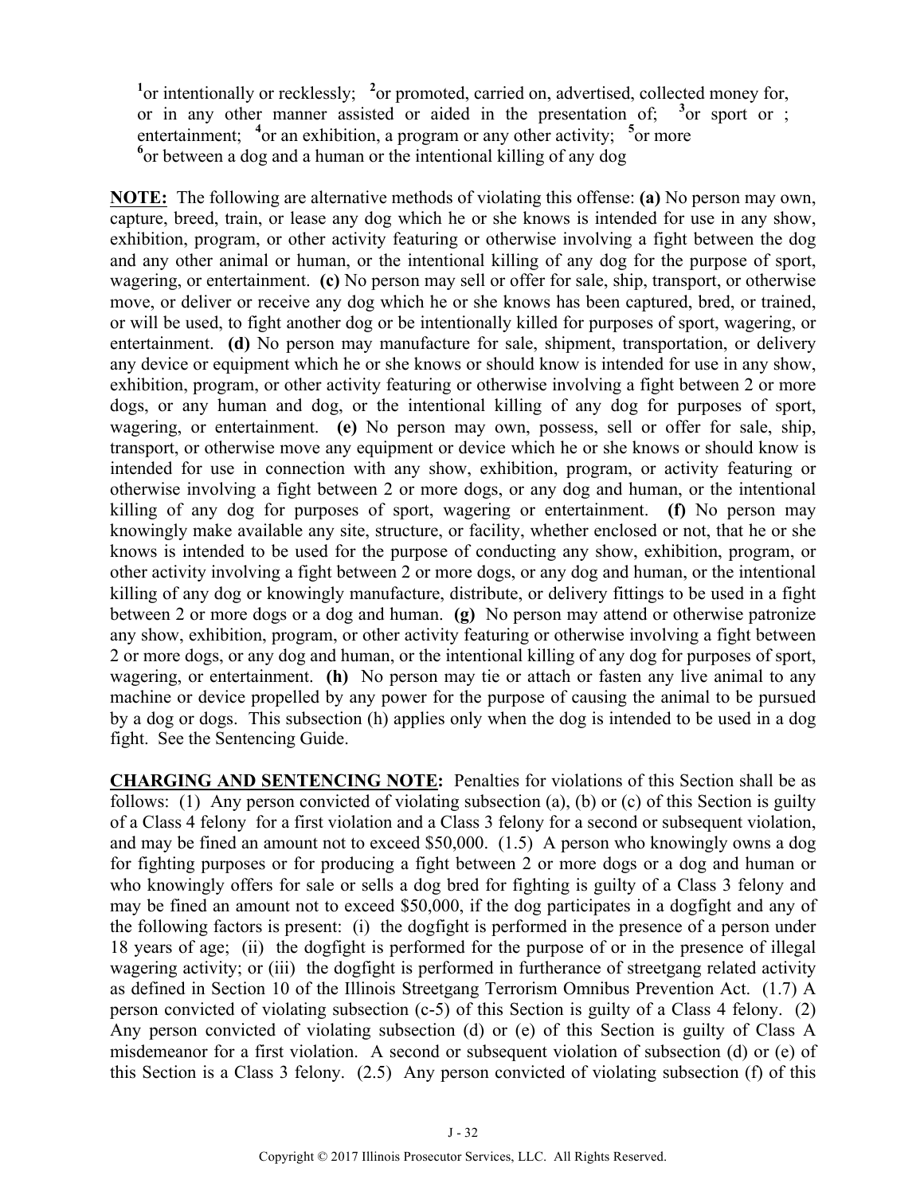[1]or intentionally or recklessly; [2]or promoted, carried on, advertised, collected money for, or in any other manner assisted or aided in the presentation of; [3]or sport or ; entertainment; [4]or an exhibition, a program or any other activity; [5]or more
[6]or between a dog and a human or the intentional killing of any dog

**NOTE:** The following are alternative methods of violating this offense: **(a)** No person may own, capture, breed, train, or lease any dog which he or she knows is intended for use in any show, exhibition, program, or other activity featuring or otherwise involving a fight between the dog and any other animal or human, or the intentional killing of any dog for the purpose of sport, wagering, or entertainment. **(c)** No person may sell or offer for sale, ship, transport, or otherwise move, or deliver or receive any dog which he or she knows has been captured, bred, or trained, or will be used, to fight another dog or be intentionally killed for purposes of sport, wagering, or entertainment. **(d)** No person may manufacture for sale, shipment, transportation, or delivery any device or equipment which he or she knows or should know is intended for use in any show, exhibition, program, or other activity featuring or otherwise involving a fight between 2 or more dogs, or any human and dog, or the intentional killing of any dog for purposes of sport, wagering, or entertainment. **(e)** No person may own, possess, sell or offer for sale, ship, transport, or otherwise move any equipment or device which he or she knows or should know is intended for use in connection with any show, exhibition, program, or activity featuring or otherwise involving a fight between 2 or more dogs, or any dog and human, or the intentional killing of any dog for purposes of sport, wagering or entertainment. **(f)** No person may knowingly make available any site, structure, or facility, whether enclosed or not, that he or she knows is intended to be used for the purpose of conducting any show, exhibition, program, or other activity involving a fight between 2 or more dogs, or any dog and human, or the intentional killing of any dog or knowingly manufacture, distribute, or delivery fittings to be used in a fight between 2 or more dogs or a dog and human. **(g)** No person may attend or otherwise patronize any show, exhibition, program, or other activity featuring or otherwise involving a fight between 2 or more dogs, or any dog and human, or the intentional killing of any dog for purposes of sport, wagering, or entertainment. **(h)** No person may tie or attach or fasten any live animal to any machine or device propelled by any power for the purpose of causing the animal to be pursued by a dog or dogs. This subsection (h) applies only when the dog is intended to be used in a dog fight. See the Sentencing Guide.

**CHARGING AND SENTENCING NOTE:** Penalties for violations of this Section shall be as follows: (1) Any person convicted of violating subsection (a), (b) or (c) of this Section is guilty of a Class 4 felony for a first violation and a Class 3 felony for a second or subsequent violation, and may be fined an amount not to exceed $50,000. (1.5) A person who knowingly owns a dog for fighting purposes or for producing a fight between 2 or more dogs or a dog and human or who knowingly offers for sale or sells a dog bred for fighting is guilty of a Class 3 felony and may be fined an amount not to exceed $50,000, if the dog participates in a dogfight and any of the following factors is present: (i) the dogfight is performed in the presence of a person under 18 years of age; (ii) the dogfight is performed for the purpose of or in the presence of illegal wagering activity; or (iii) the dogfight is performed in furtherance of streetgang related activity as defined in Section 10 of the Illinois Streetgang Terrorism Omnibus Prevention Act. (1.7) A person convicted of violating subsection (c-5) of this Section is guilty of a Class 4 felony. (2) Any person convicted of violating subsection (d) or (e) of this Section is guilty of Class A misdemeanor for a first violation. A second or subsequent violation of subsection (d) or (e) of this Section is a Class 3 felony. (2.5) Any person convicted of violating subsection (f) of this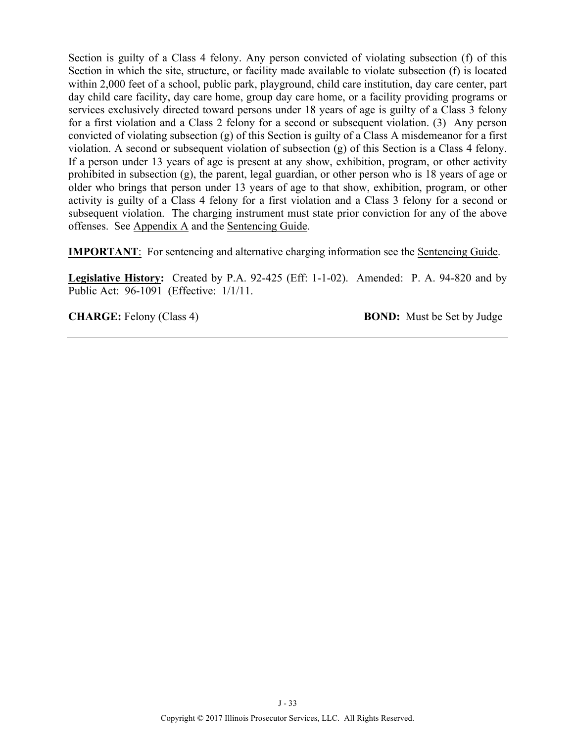Section is guilty of a Class 4 felony. Any person convicted of violating subsection (f) of this Section in which the site, structure, or facility made available to violate subsection (f) is located within 2,000 feet of a school, public park, playground, child care institution, day care center, part day child care facility, day care home, group day care home, or a facility providing programs or services exclusively directed toward persons under 18 years of age is guilty of a Class 3 felony for a first violation and a Class 2 felony for a second or subsequent violation. (3) Any person convicted of violating subsection (g) of this Section is guilty of a Class A misdemeanor for a first violation. A second or subsequent violation of subsection (g) of this Section is a Class 4 felony. If a person under 13 years of age is present at any show, exhibition, program, or other activity prohibited in subsection (g), the parent, legal guardian, or other person who is 18 years of age or older who brings that person under 13 years of age to that show, exhibition, program, or other activity is guilty of a Class 4 felony for a first violation and a Class 3 felony for a second or subsequent violation. The charging instrument must state prior conviction for any of the above offenses. See Appendix A and the Sentencing Guide.

**IMPORTANT**: For sentencing and alternative charging information see the Sentencing Guide.

**Legislative History:** Created by P.A. 92-425 (Eff: 1-1-02). Amended: P. A. 94-820 and by Public Act: 96-1091 (Effective: 1/1/11.

**CHARGE:** Felony (Class 4) **BOND:** Must be Set by Judge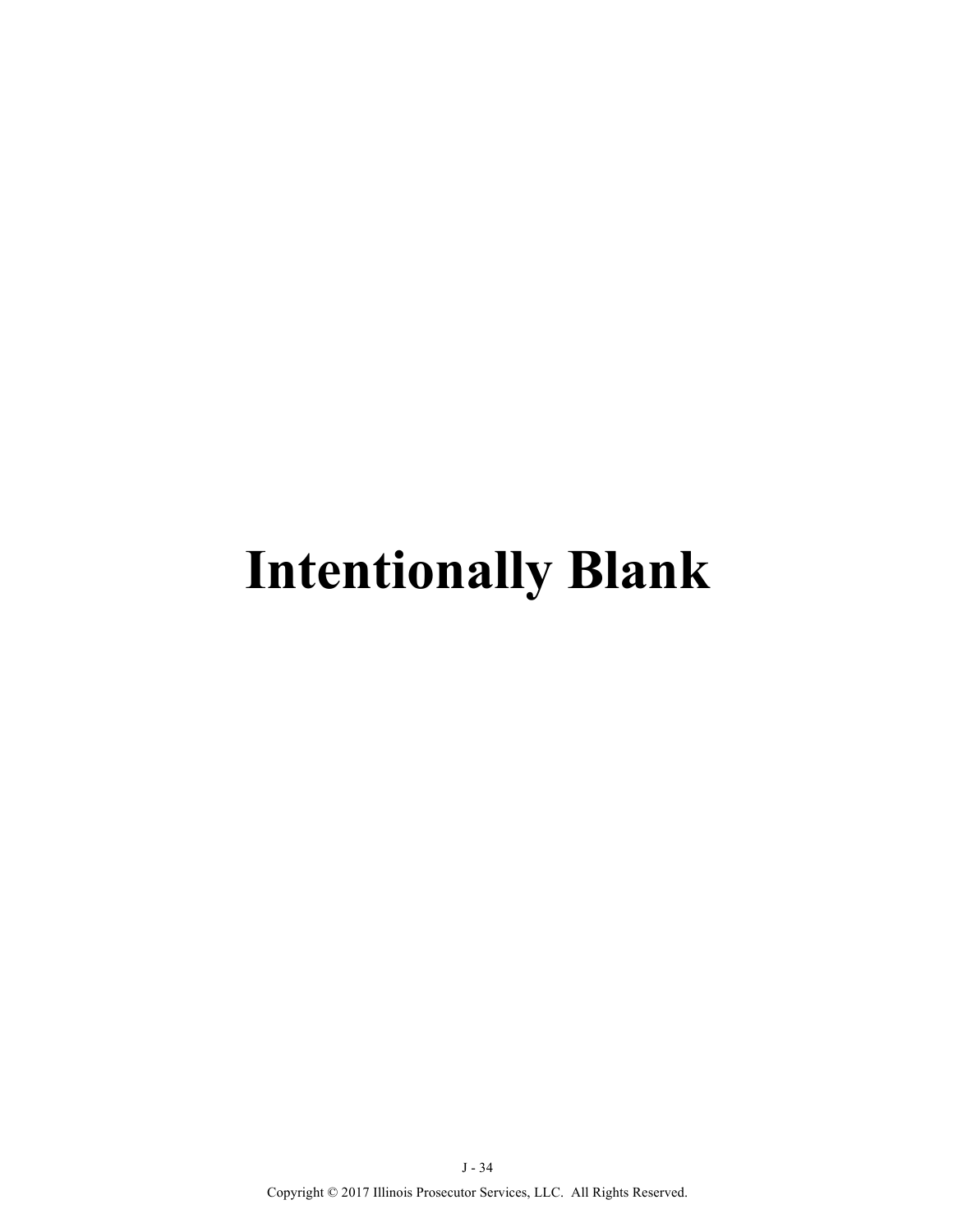# Intentionally Blank

Copyright © 2017 Illinois Prosecutor Services, LLC. All Rights Reserved.